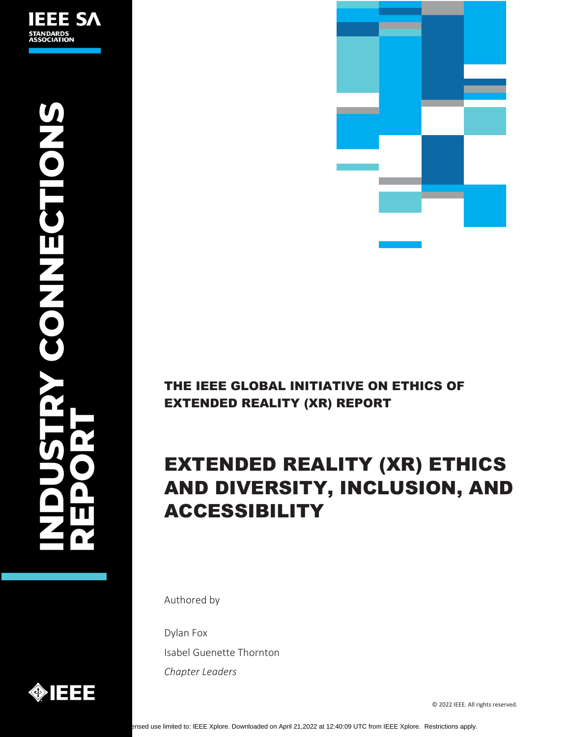IEEE SA
STANDARDS ASSOCIATION

INDUSTRY CONNECTIONS REPORT

THE IEEE GLOBAL INITIATIVE ON ETHICS OF EXTENDED REALITY (XR) REPORT

# EXTENDED REALITY (XR) ETHICS AND DIVERSITY, INCLUSION, AND ACCESSIBILITY

Authored by

Dylan Fox

Isabel Guenette Thornton

*Chapter Leaders*

© 2022 IEEE. All rights reserved.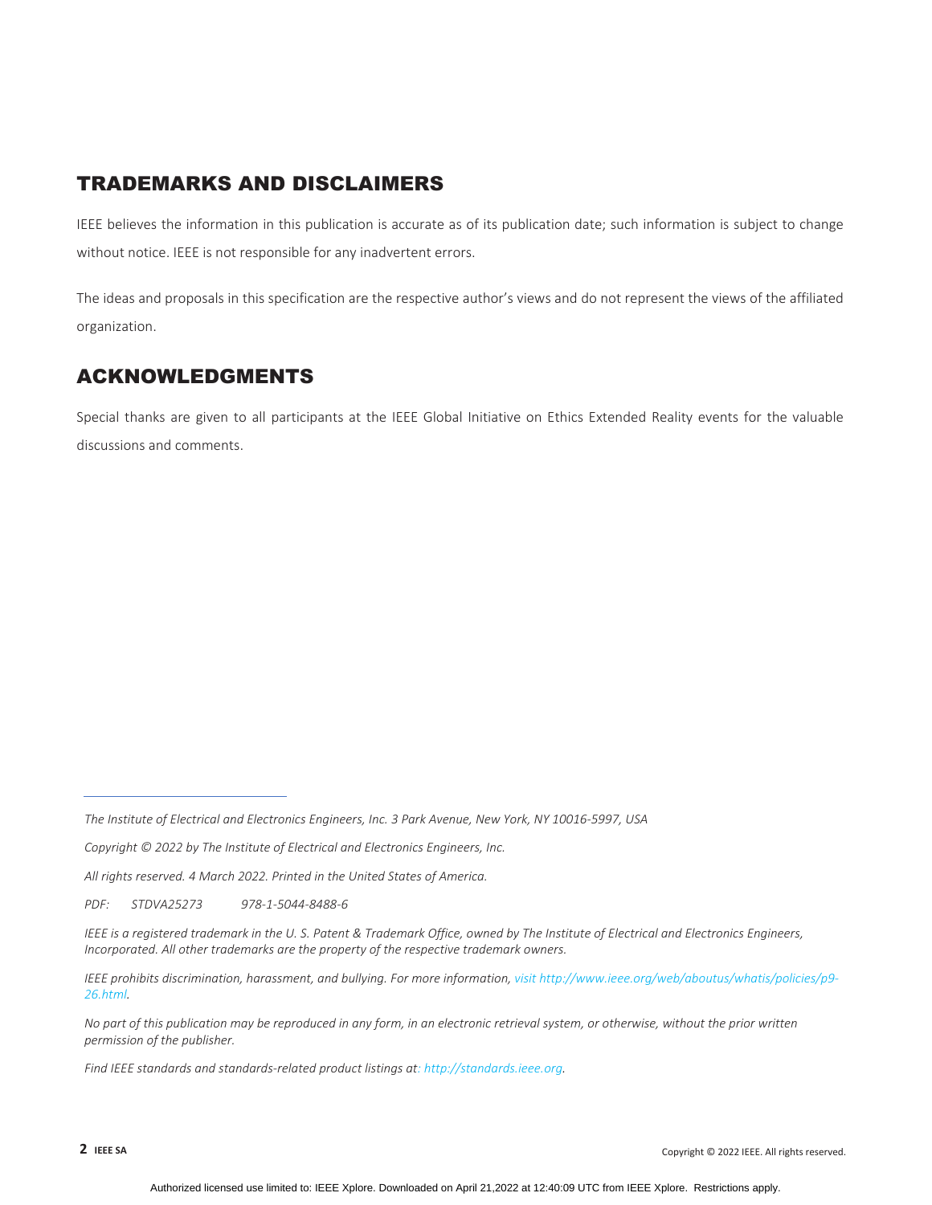## TRADEMARKS AND DISCLAIMERS

IEEE believes the information in this publication is accurate as of its publication date; such information is subject to change without notice. IEEE is not responsible for any inadvertent errors.

The ideas and proposals in this specification are the respective author's views and do not represent the views of the affiliated organization.

## ACKNOWLEDGMENTS

Special thanks are given to all participants at the IEEE Global Initiative on Ethics Extended Reality events for the valuable discussions and comments.

---

*The Institute of Electrical and Electronics Engineers, Inc. 3 Park Avenue, New York, NY 10016-5997, USA*

*Copyright © 2022 by The Institute of Electrical and Electronics Engineers, Inc.*

*All rights reserved. 4 March 2022. Printed in the United States of America.*

*PDF: STDVA25273 978-1-5044-8488-6*

*IEEE is a registered trademark in the U. S. Patent & Trademark Office, owned by The Institute of Electrical and Electronics Engineers, Incorporated. All other trademarks are the property of the respective trademark owners.*

*IEEE prohibits discrimination, harassment, and bullying. For more information, visit http://www.ieee.org/web/aboutus/whatis/policies/p9-26.html.*

*No part of this publication may be reproduced in any form, in an electronic retrieval system, or otherwise, without the prior written permission of the publisher.*

*Find IEEE standards and standards-related product listings at: http://standards.ieee.org.*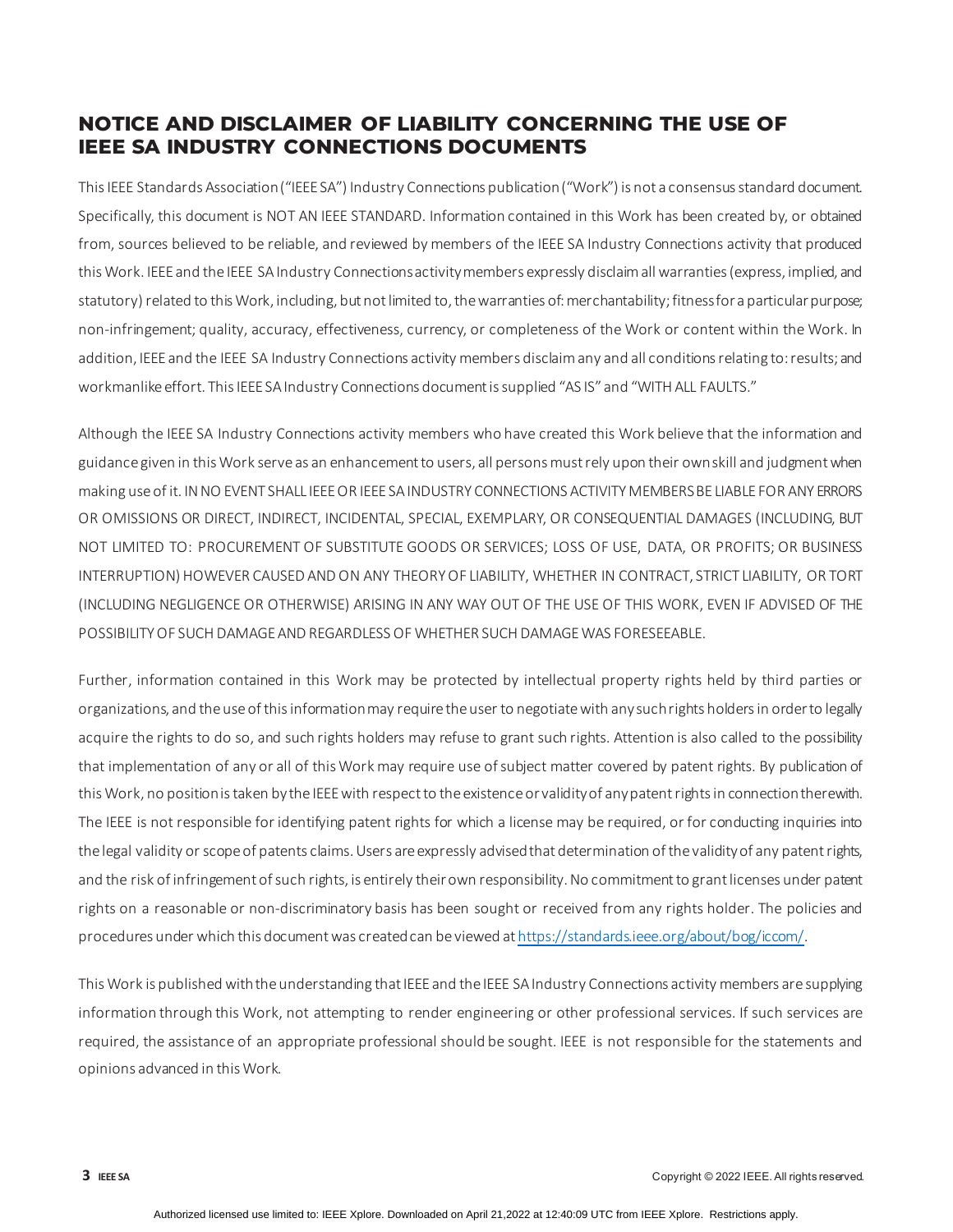## NOTICE AND DISCLAIMER OF LIABILITY CONCERNING THE USE OF IEEE SA INDUSTRY CONNECTIONS DOCUMENTS

This IEEE Standards Association ("IEEE SA") Industry Connections publication ("Work") is not a consensus standard document. Specifically, this document is NOT AN IEEE STANDARD. Information contained in this Work has been created by, or obtained from, sources believed to be reliable, and reviewed by members of the IEEE SA Industry Connections activity that produced this Work. IEEE and the IEEE SA Industry Connections activity members expressly disclaim all warranties (express, implied, and statutory) related to this Work, including, but not limited to, the warranties of: merchantability; fitness for a particular purpose; non-infringement; quality, accuracy, effectiveness, currency, or completeness of the Work or content within the Work. In addition, IEEE and the IEEE SA Industry Connections activity members disclaim any and all conditions relating to: results; and workmanlike effort. This IEEE SA Industry Connections document is supplied "AS IS" and "WITH ALL FAULTS."

Although the IEEE SA Industry Connections activity members who have created this Work believe that the information and guidance given in this Work serve as an enhancement to users, all persons must rely upon their own skill and judgment when making use of it. IN NO EVENT SHALL IEEE OR IEEE SA INDUSTRY CONNECTIONS ACTIVITY MEMBERS BE LIABLE FOR ANY ERRORS OR OMISSIONS OR DIRECT, INDIRECT, INCIDENTAL, SPECIAL, EXEMPLARY, OR CONSEQUENTIAL DAMAGES (INCLUDING, BUT NOT LIMITED TO: PROCUREMENT OF SUBSTITUTE GOODS OR SERVICES; LOSS OF USE, DATA, OR PROFITS; OR BUSINESS INTERRUPTION) HOWEVER CAUSED AND ON ANY THEORY OF LIABILITY, WHETHER IN CONTRACT, STRICT LIABILITY, OR TORT (INCLUDING NEGLIGENCE OR OTHERWISE) ARISING IN ANY WAY OUT OF THE USE OF THIS WORK, EVEN IF ADVISED OF THE POSSIBILITY OF SUCH DAMAGE AND REGARDLESS OF WHETHER SUCH DAMAGE WAS FORESEEABLE.

Further, information contained in this Work may be protected by intellectual property rights held by third parties or organizations, and the use of this information may require the user to negotiate with any such rights holders in order to legally acquire the rights to do so, and such rights holders may refuse to grant such rights. Attention is also called to the possibility that implementation of any or all of this Work may require use of subject matter covered by patent rights. By publication of this Work, no position is taken by the IEEE with respect to the existence or validity of any patent rights in connection therewith. The IEEE is not responsible for identifying patent rights for which a license may be required, or for conducting inquiries into the legal validity or scope of patents claims. Users are expressly advised that determination of the validity of any patent rights, and the risk of infringement of such rights, is entirely their own responsibility. No commitment to grant licenses under patent rights on a reasonable or non-discriminatory basis has been sought or received from any rights holder. The policies and procedures under which this document was created can be viewed at https://standards.ieee.org/about/bog/iccom/.

This Work is published with the understanding that IEEE and the IEEE SA Industry Connections activity members are supplying information through this Work, not attempting to render engineering or other professional services. If such services are required, the assistance of an appropriate professional should be sought. IEEE is not responsible for the statements and opinions advanced in this Work.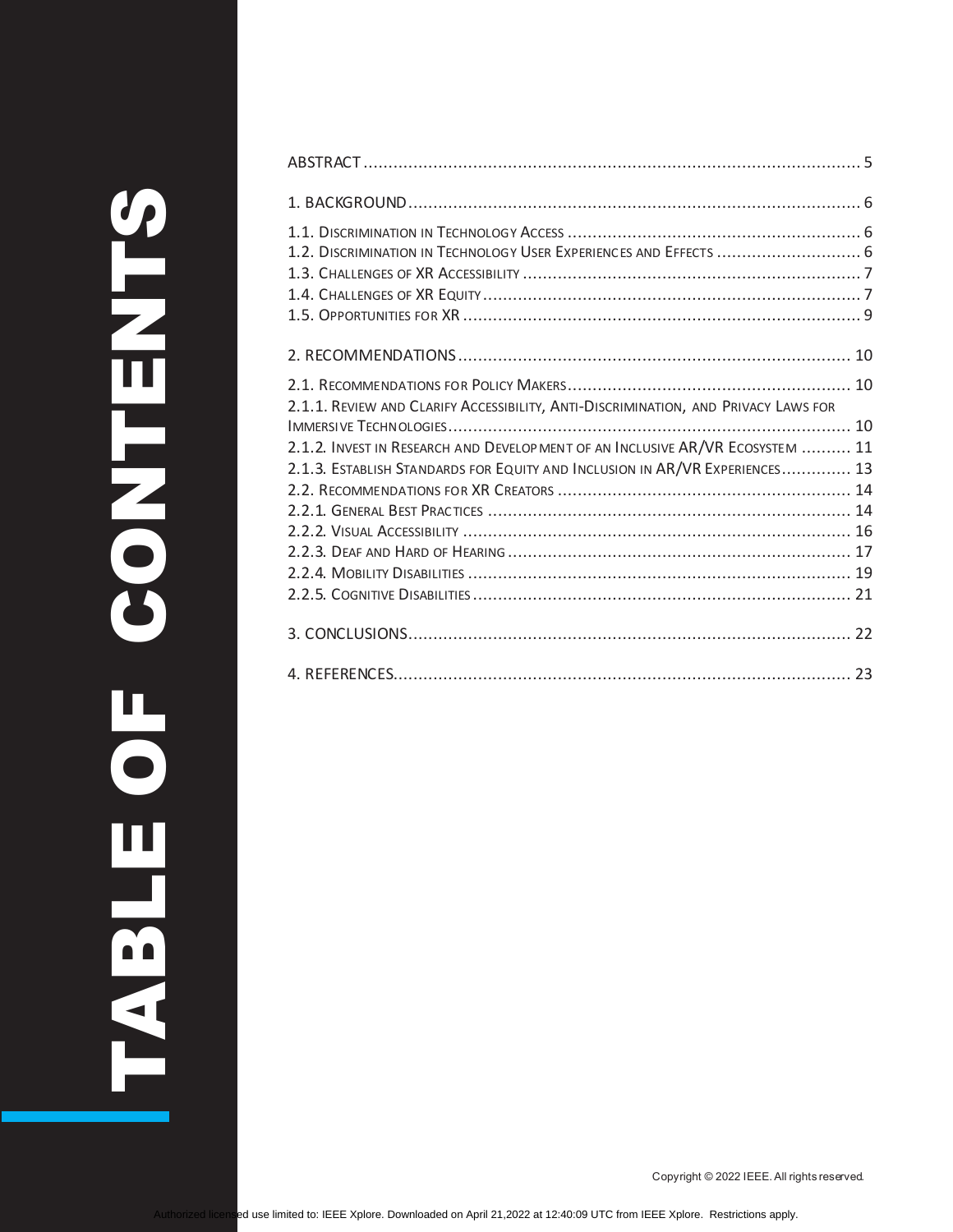# TABLE OF CONTENTS

ABSTRACT ........................................................................................................ 5

1. BACKGROUND ................................................................................................ 6

1.1. Discrimination in Technology Access ........................................................... 6
1.2. Discrimination in Technology User Experiences and Effects ............................ 6
1.3. Challenges of XR Accessibility ..................................................................... 7
1.4. Challenges of XR Equity .............................................................................. 7
1.5. Opportunities for XR ................................................................................... 9

2. RECOMMENDATIONS ....................................................................................... 10

2.1. Recommendations for Policy Makers ............................................................ 10
2.1.1. Review and Clarify Accessibility, Anti-Discrimination, and Privacy Laws for Immersive Technologies ............................................................................................. 10
2.1.2. Invest in Research and Development of an Inclusive AR/VR Ecosystem .......... 11
2.1.3. Establish Standards for Equity and Inclusion in AR/VR Experiences .............. 13
2.2. Recommendations for XR Creators ............................................................... 14
2.2.1. General Best Practices ............................................................................. 14
2.2.2. Visual Accessibility .................................................................................. 16
2.2.3. Deaf and Hard of Hearing ......................................................................... 17
2.2.4. Mobility Disabilities .................................................................................. 19
2.2.5. Cognitive Disabilities ............................................................................... 21

3. CONCLUSIONS ............................................................................................... 22

4. REFERENCES ................................................................................................. 23

Copyright © 2022 IEEE. All rights reserved.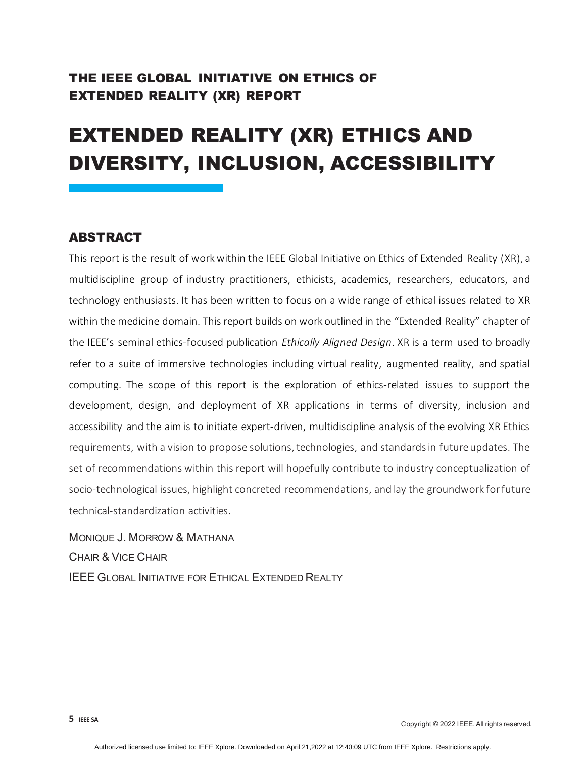THE IEEE GLOBAL INITIATIVE ON ETHICS OF EXTENDED REALITY (XR) REPORT

# EXTENDED REALITY (XR) ETHICS AND DIVERSITY, INCLUSION, ACCESSIBILITY

## ABSTRACT

This report is the result of work within the IEEE Global Initiative on Ethics of Extended Reality (XR), a multidiscipline group of industry practitioners, ethicists, academics, researchers, educators, and technology enthusiasts. It has been written to focus on a wide range of ethical issues related to XR within the medicine domain. This report builds on work outlined in the "Extended Reality" chapter of the IEEE's seminal ethics-focused publication *Ethically Aligned Design*. XR is a term used to broadly refer to a suite of immersive technologies including virtual reality, augmented reality, and spatial computing. The scope of this report is the exploration of ethics-related issues to support the development, design, and deployment of XR applications in terms of diversity, inclusion and accessibility and the aim is to initiate expert-driven, multidiscipline analysis of the evolving XR Ethics requirements, with a vision to propose solutions, technologies, and standards in future updates. The set of recommendations within this report will hopefully contribute to industry conceptualization of socio-technological issues, highlight concreted recommendations, and lay the groundwork for future technical-standardization activities.

MONIQUE J. MORROW & MATHANA

CHAIR & VICE CHAIR

IEEE GLOBAL INITIATIVE FOR ETHICAL EXTENDED REALTY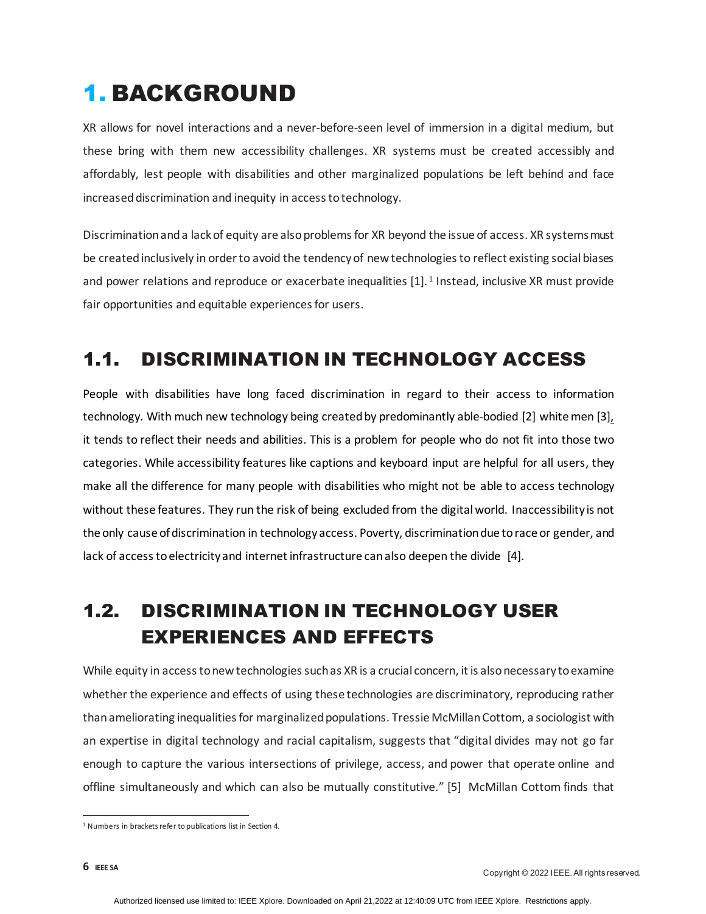# 1. BACKGROUND

XR allows for novel interactions and a never-before-seen level of immersion in a digital medium, but these bring with them new accessibility challenges. XR systems must be created accessibly and affordably, lest people with disabilities and other marginalized populations be left behind and face increased discrimination and inequity in access to technology.

Discrimination and a lack of equity are also problems for XR beyond the issue of access. XR systems must be created inclusively in order to avoid the tendency of new technologies to reflect existing social biases and power relations and reproduce or exacerbate inequalities [1].[1] Instead, inclusive XR must provide fair opportunities and equitable experiences for users.

## 1.1. DISCRIMINATION IN TECHNOLOGY ACCESS

People with disabilities have long faced discrimination in regard to their access to information technology. With much new technology being created by predominantly able-bodied [2] white men [3], it tends to reflect their needs and abilities. This is a problem for people who do not fit into those two categories. While accessibility features like captions and keyboard input are helpful for all users, they make all the difference for many people with disabilities who might not be able to access technology without these features. They run the risk of being excluded from the digital world. Inaccessibility is not the only cause of discrimination in technology access. Poverty, discrimination due to race or gender, and lack of access to electricity and internet infrastructure can also deepen the divide [4].

## 1.2. DISCRIMINATION IN TECHNOLOGY USER EXPERIENCES AND EFFECTS

While equity in access to new technologies such as XR is a crucial concern, it is also necessary to examine whether the experience and effects of using these technologies are discriminatory, reproducing rather than ameliorating inequalities for marginalized populations. Tressie McMillan Cottom, a sociologist with an expertise in digital technology and racial capitalism, suggests that "digital divides may not go far enough to capture the various intersections of privilege, access, and power that operate online and offline simultaneously and which can also be mutually constitutive." [5] McMillan Cottom finds that

[1] Numbers in brackets refer to publications list in Section 4.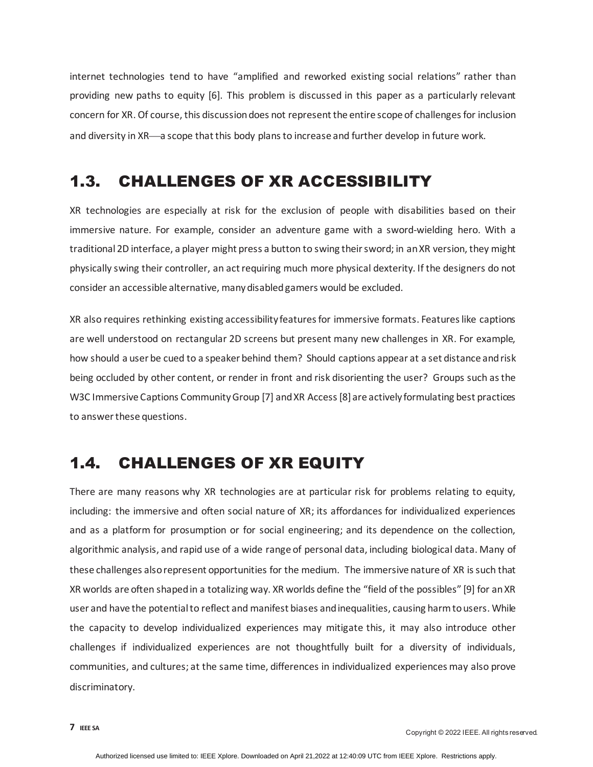internet technologies tend to have “amplified and reworked existing social relations” rather than providing new paths to equity [6]. This problem is discussed in this paper as a particularly relevant concern for XR. Of course, this discussion does not represent the entire scope of challenges for inclusion and diversity in XR—a scope that this body plans to increase and further develop in future work.

## 1.3. CHALLENGES OF XR ACCESSIBILITY

XR technologies are especially at risk for the exclusion of people with disabilities based on their immersive nature. For example, consider an adventure game with a sword-wielding hero. With a traditional 2D interface, a player might press a button to swing their sword; in an XR version, they might physically swing their controller, an act requiring much more physical dexterity. If the designers do not consider an accessible alternative, many disabled gamers would be excluded.

XR also requires rethinking existing accessibility features for immersive formats. Features like captions are well understood on rectangular 2D screens but present many new challenges in XR. For example, how should a user be cued to a speaker behind them? Should captions appear at a set distance and risk being occluded by other content, or render in front and risk disorienting the user? Groups such as the W3C Immersive Captions Community Group [7] and XR Access [8] are actively formulating best practices to answer these questions.

## 1.4. CHALLENGES OF XR EQUITY

There are many reasons why XR technologies are at particular risk for problems relating to equity, including: the immersive and often social nature of XR; its affordances for individualized experiences and as a platform for prosumption or for social engineering; and its dependence on the collection, algorithmic analysis, and rapid use of a wide range of personal data, including biological data. Many of these challenges also represent opportunities for the medium. The immersive nature of XR is such that XR worlds are often shaped in a totalizing way. XR worlds define the “field of the possibles” [9] for an XR user and have the potential to reflect and manifest biases and inequalities, causing harm to users. While the capacity to develop individualized experiences may mitigate this, it may also introduce other challenges if individualized experiences are not thoughtfully built for a diversity of individuals, communities, and cultures; at the same time, differences in individualized experiences may also prove discriminatory.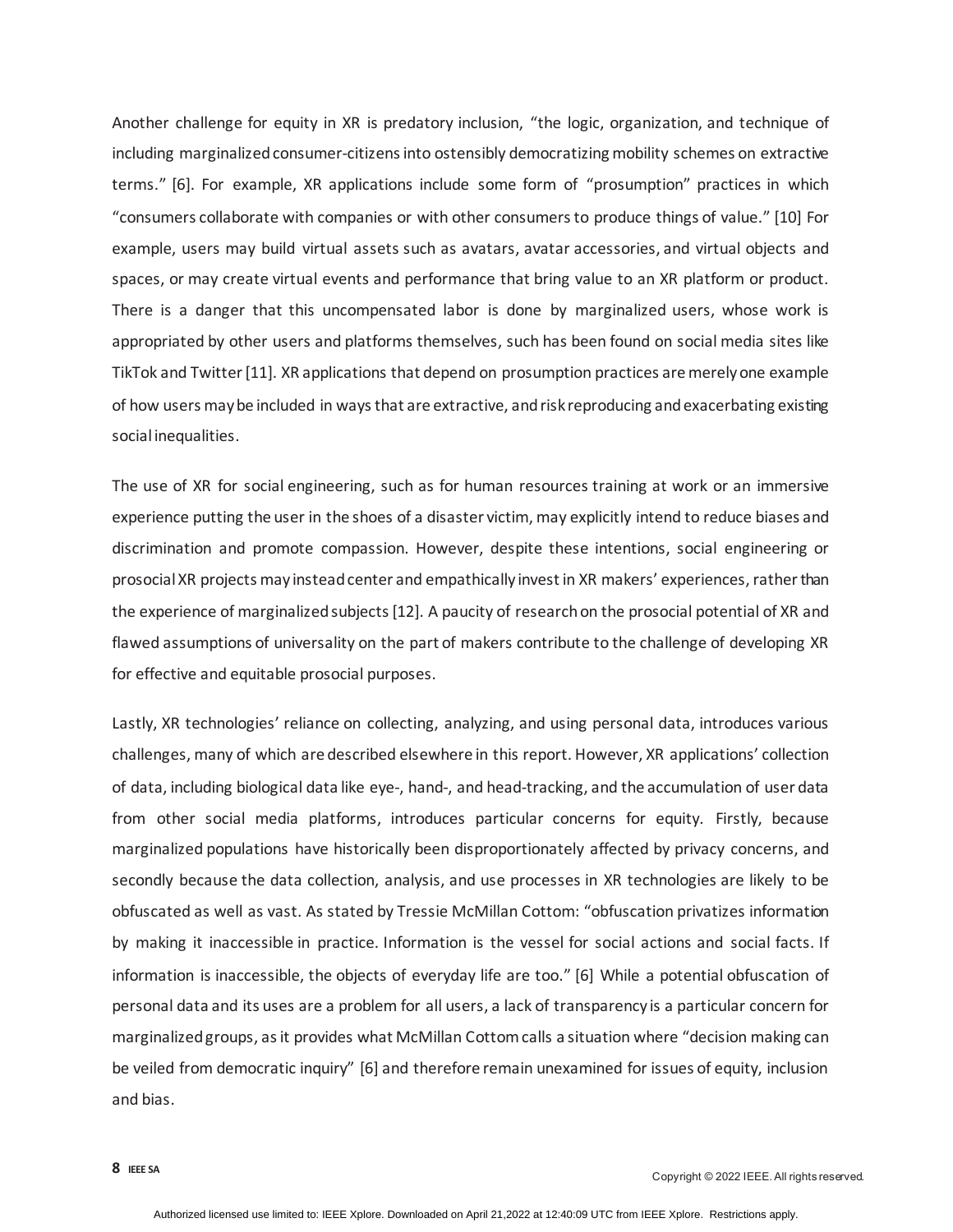Another challenge for equity in XR is predatory inclusion, "the logic, organization, and technique of including marginalized consumer-citizens into ostensibly democratizing mobility schemes on extractive terms." [6]. For example, XR applications include some form of "prosumption" practices in which "consumers collaborate with companies or with other consumers to produce things of value." [10] For example, users may build virtual assets such as avatars, avatar accessories, and virtual objects and spaces, or may create virtual events and performance that bring value to an XR platform or product. There is a danger that this uncompensated labor is done by marginalized users, whose work is appropriated by other users and platforms themselves, such has been found on social media sites like TikTok and Twitter [11]. XR applications that depend on prosumption practices are merely one example of how users may be included in ways that are extractive, and risk reproducing and exacerbating existing social inequalities.

The use of XR for social engineering, such as for human resources training at work or an immersive experience putting the user in the shoes of a disaster victim, may explicitly intend to reduce biases and discrimination and promote compassion. However, despite these intentions, social engineering or prosocial XR projects may instead center and empathically invest in XR makers' experiences, rather than the experience of marginalized subjects [12]. A paucity of research on the prosocial potential of XR and flawed assumptions of universality on the part of makers contribute to the challenge of developing XR for effective and equitable prosocial purposes.

Lastly, XR technologies' reliance on collecting, analyzing, and using personal data, introduces various challenges, many of which are described elsewhere in this report. However, XR applications' collection of data, including biological data like eye-, hand-, and head-tracking, and the accumulation of user data from other social media platforms, introduces particular concerns for equity. Firstly, because marginalized populations have historically been disproportionately affected by privacy concerns, and secondly because the data collection, analysis, and use processes in XR technologies are likely to be obfuscated as well as vast. As stated by Tressie McMillan Cottom: "obfuscation privatizes information by making it inaccessible in practice. Information is the vessel for social actions and social facts. If information is inaccessible, the objects of everyday life are too." [6] While a potential obfuscation of personal data and its uses are a problem for all users, a lack of transparency is a particular concern for marginalized groups, as it provides what McMillan Cottom calls a situation where "decision making can be veiled from democratic inquiry" [6] and therefore remain unexamined for issues of equity, inclusion and bias.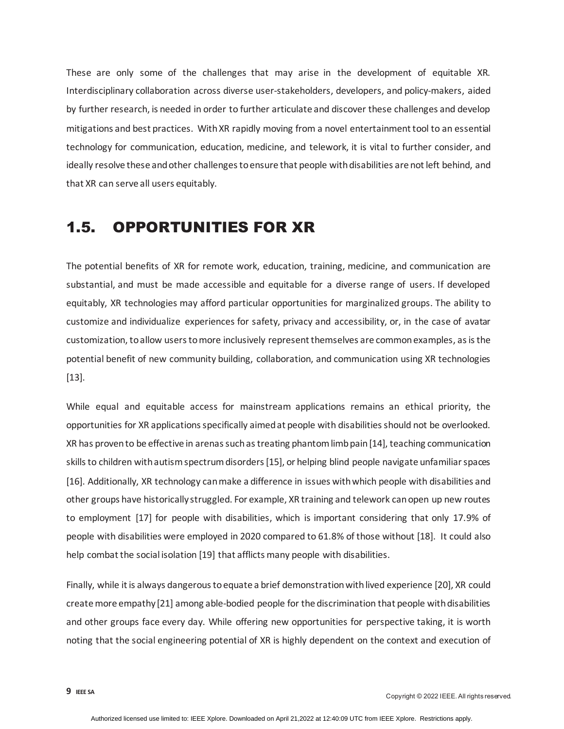These are only some of the challenges that may arise in the development of equitable XR. Interdisciplinary collaboration across diverse user-stakeholders, developers, and policy-makers, aided by further research, is needed in order to further articulate and discover these challenges and develop mitigations and best practices. With XR rapidly moving from a novel entertainment tool to an essential technology for communication, education, medicine, and telework, it is vital to further consider, and ideally resolve these and other challenges to ensure that people with disabilities are not left behind, and that XR can serve all users equitably.

## 1.5. OPPORTUNITIES FOR XR

The potential benefits of XR for remote work, education, training, medicine, and communication are substantial, and must be made accessible and equitable for a diverse range of users. If developed equitably, XR technologies may afford particular opportunities for marginalized groups. The ability to customize and individualize experiences for safety, privacy and accessibility, or, in the case of avatar customization, to allow users to more inclusively represent themselves are common examples, as is the potential benefit of new community building, collaboration, and communication using XR technologies [13].

While equal and equitable access for mainstream applications remains an ethical priority, the opportunities for XR applications specifically aimed at people with disabilities should not be overlooked. XR has proven to be effective in arenas such as treating phantom limb pain [14], teaching communication skills to children with autism spectrum disorders [15], or helping blind people navigate unfamiliar spaces [16]. Additionally, XR technology can make a difference in issues with which people with disabilities and other groups have historically struggled. For example, XR training and telework can open up new routes to employment [17] for people with disabilities, which is important considering that only 17.9% of people with disabilities were employed in 2020 compared to 61.8% of those without [18]. It could also help combat the social isolation [19] that afflicts many people with disabilities.

Finally, while it is always dangerous to equate a brief demonstration with lived experience [20], XR could create more empathy [21] among able-bodied people for the discrimination that people with disabilities and other groups face every day. While offering new opportunities for perspective taking, it is worth noting that the social engineering potential of XR is highly dependent on the context and execution of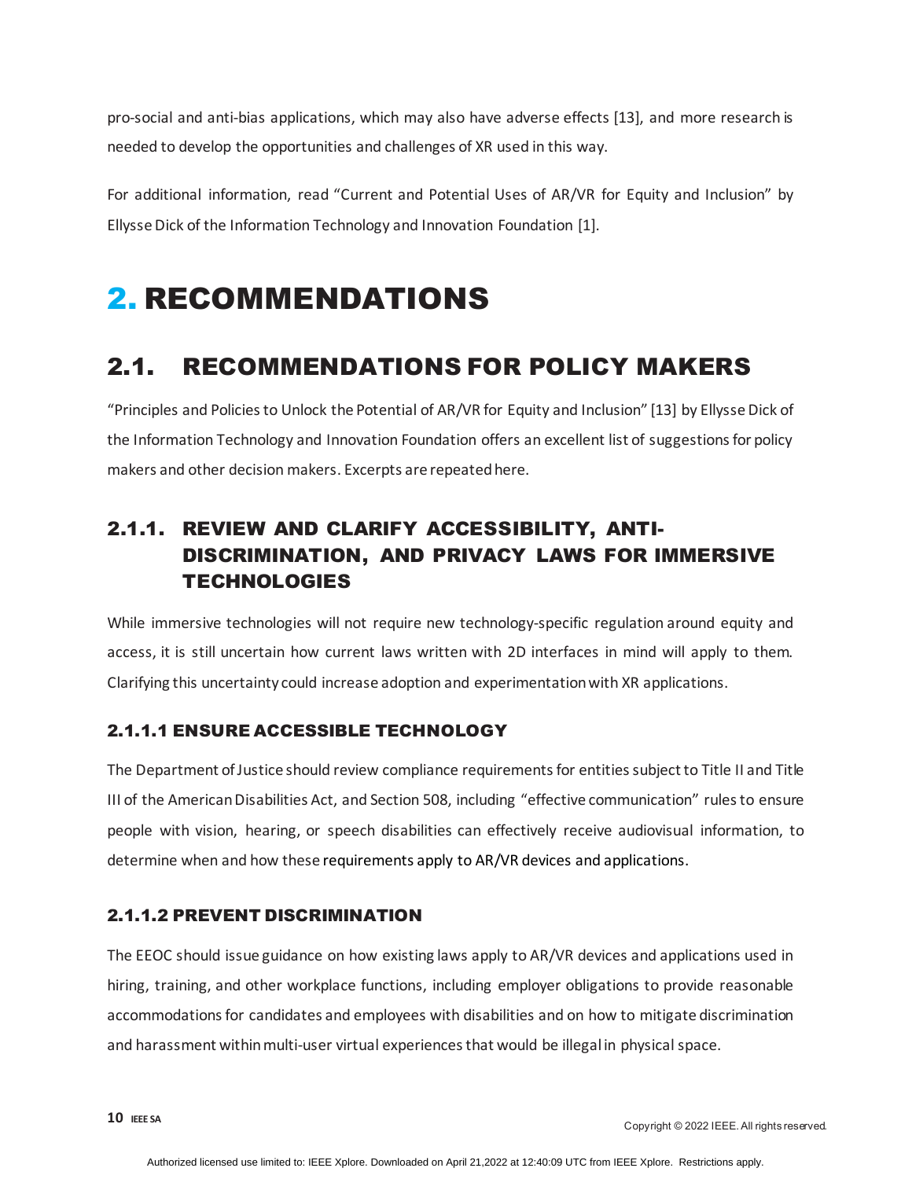pro-social and anti-bias applications, which may also have adverse effects [13], and more research is needed to develop the opportunities and challenges of XR used in this way.

For additional information, read "Current and Potential Uses of AR/VR for Equity and Inclusion" by Ellysse Dick of the Information Technology and Innovation Foundation [1].

# 2. RECOMMENDATIONS

## 2.1. RECOMMENDATIONS FOR POLICY MAKERS

"Principles and Policies to Unlock the Potential of AR/VR for Equity and Inclusion" [13] by Ellysse Dick of the Information Technology and Innovation Foundation offers an excellent list of suggestions for policy makers and other decision makers. Excerpts are repeated here.

### 2.1.1. REVIEW AND CLARIFY ACCESSIBILITY, ANTI-DISCRIMINATION, AND PRIVACY LAWS FOR IMMERSIVE TECHNOLOGIES

While immersive technologies will not require new technology-specific regulation around equity and access, it is still uncertain how current laws written with 2D interfaces in mind will apply to them. Clarifying this uncertainty could increase adoption and experimentation with XR applications.

#### 2.1.1.1 ENSURE ACCESSIBLE TECHNOLOGY

The Department of Justice should review compliance requirements for entities subject to Title II and Title III of the American Disabilities Act, and Section 508, including "effective communication" rules to ensure people with vision, hearing, or speech disabilities can effectively receive audiovisual information, to determine when and how these requirements apply to AR/VR devices and applications.

#### 2.1.1.2 PREVENT DISCRIMINATION

The EEOC should issue guidance on how existing laws apply to AR/VR devices and applications used in hiring, training, and other workplace functions, including employer obligations to provide reasonable accommodations for candidates and employees with disabilities and on how to mitigate discrimination and harassment within multi-user virtual experiences that would be illegal in physical space.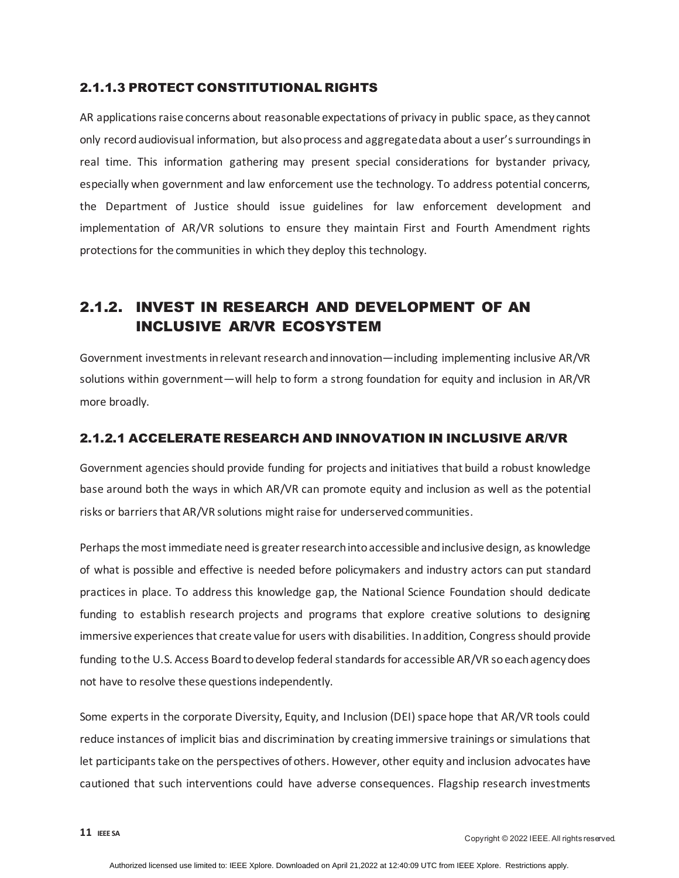#### 2.1.1.3 PROTECT CONSTITUTIONAL RIGHTS

AR applications raise concerns about reasonable expectations of privacy in public space, as they cannot only record audiovisual information, but also process and aggregate data about a user's surroundings in real time. This information gathering may present special considerations for bystander privacy, especially when government and law enforcement use the technology. To address potential concerns, the Department of Justice should issue guidelines for law enforcement development and implementation of AR/VR solutions to ensure they maintain First and Fourth Amendment rights protections for the communities in which they deploy this technology.

### 2.1.2. INVEST IN RESEARCH AND DEVELOPMENT OF AN INCLUSIVE AR/VR ECOSYSTEM

Government investments in relevant research and innovation—including implementing inclusive AR/VR solutions within government—will help to form a strong foundation for equity and inclusion in AR/VR more broadly.

#### 2.1.2.1 ACCELERATE RESEARCH AND INNOVATION IN INCLUSIVE AR/VR

Government agencies should provide funding for projects and initiatives that build a robust knowledge base around both the ways in which AR/VR can promote equity and inclusion as well as the potential risks or barriers that AR/VR solutions might raise for underserved communities.

Perhaps the most immediate need is greater research into accessible and inclusive design, as knowledge of what is possible and effective is needed before policymakers and industry actors can put standard practices in place. To address this knowledge gap, the National Science Foundation should dedicate funding to establish research projects and programs that explore creative solutions to designing immersive experiences that create value for users with disabilities. In addition, Congress should provide funding to the U.S. Access Board to develop federal standards for accessible AR/VR so each agency does not have to resolve these questions independently.

Some experts in the corporate Diversity, Equity, and Inclusion (DEI) space hope that AR/VR tools could reduce instances of implicit bias and discrimination by creating immersive trainings or simulations that let participants take on the perspectives of others. However, other equity and inclusion advocates have cautioned that such interventions could have adverse consequences. Flagship research investments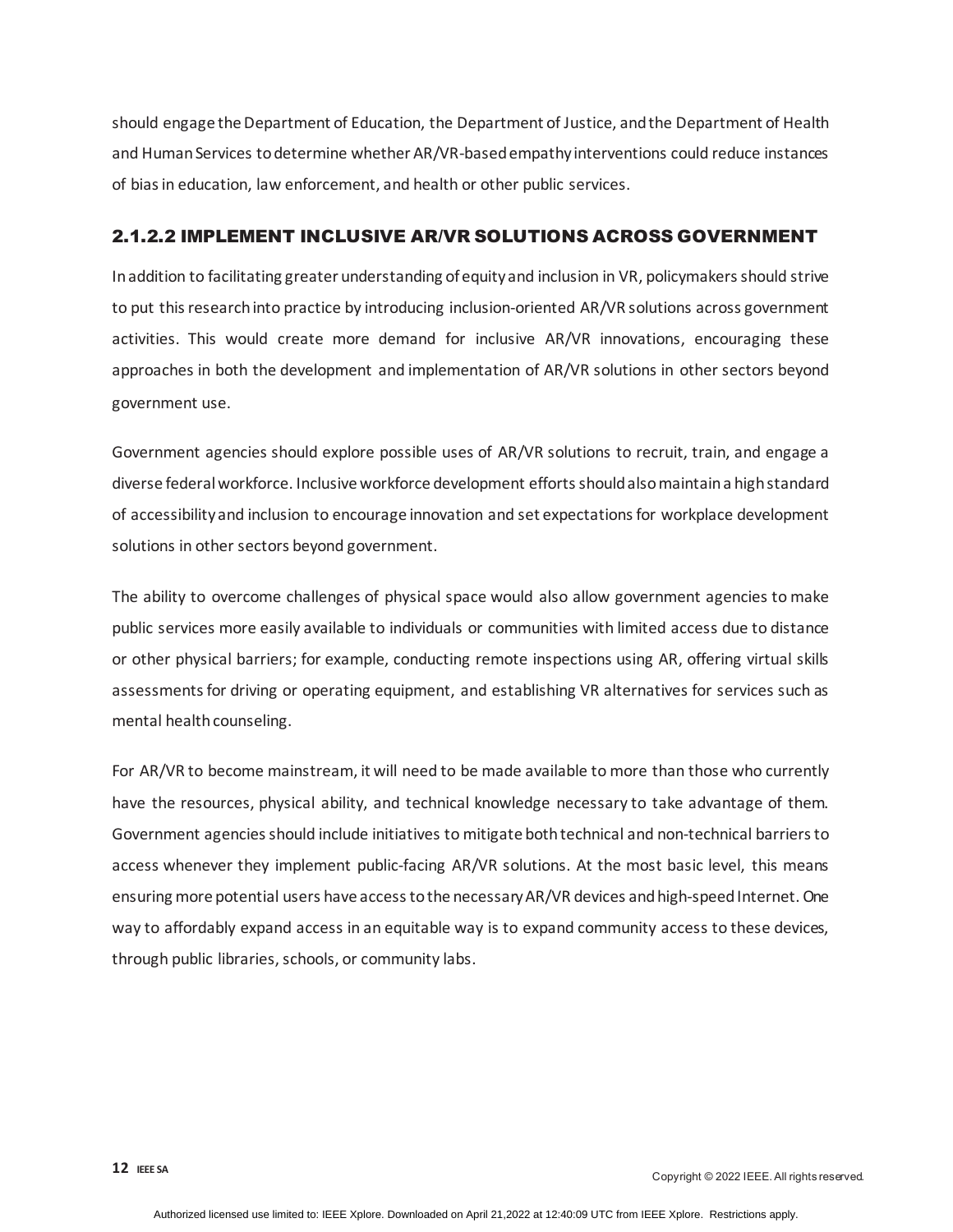should engage the Department of Education, the Department of Justice, and the Department of Health and Human Services to determine whether AR/VR-based empathy interventions could reduce instances of bias in education, law enforcement, and health or other public services.

### 2.1.2.2 IMPLEMENT INCLUSIVE AR/VR SOLUTIONS ACROSS GOVERNMENT

In addition to facilitating greater understanding of equity and inclusion in VR, policymakers should strive to put this research into practice by introducing inclusion-oriented AR/VR solutions across government activities. This would create more demand for inclusive AR/VR innovations, encouraging these approaches in both the development and implementation of AR/VR solutions in other sectors beyond government use.

Government agencies should explore possible uses of AR/VR solutions to recruit, train, and engage a diverse federal workforce. Inclusive workforce development efforts should also maintain a high standard of accessibility and inclusion to encourage innovation and set expectations for workplace development solutions in other sectors beyond government.

The ability to overcome challenges of physical space would also allow government agencies to make public services more easily available to individuals or communities with limited access due to distance or other physical barriers; for example, conducting remote inspections using AR, offering virtual skills assessments for driving or operating equipment, and establishing VR alternatives for services such as mental health counseling.

For AR/VR to become mainstream, it will need to be made available to more than those who currently have the resources, physical ability, and technical knowledge necessary to take advantage of them. Government agencies should include initiatives to mitigate both technical and non-technical barriers to access whenever they implement public-facing AR/VR solutions. At the most basic level, this means ensuring more potential users have access to the necessary AR/VR devices and high-speed Internet. One way to affordably expand access in an equitable way is to expand community access to these devices, through public libraries, schools, or community labs.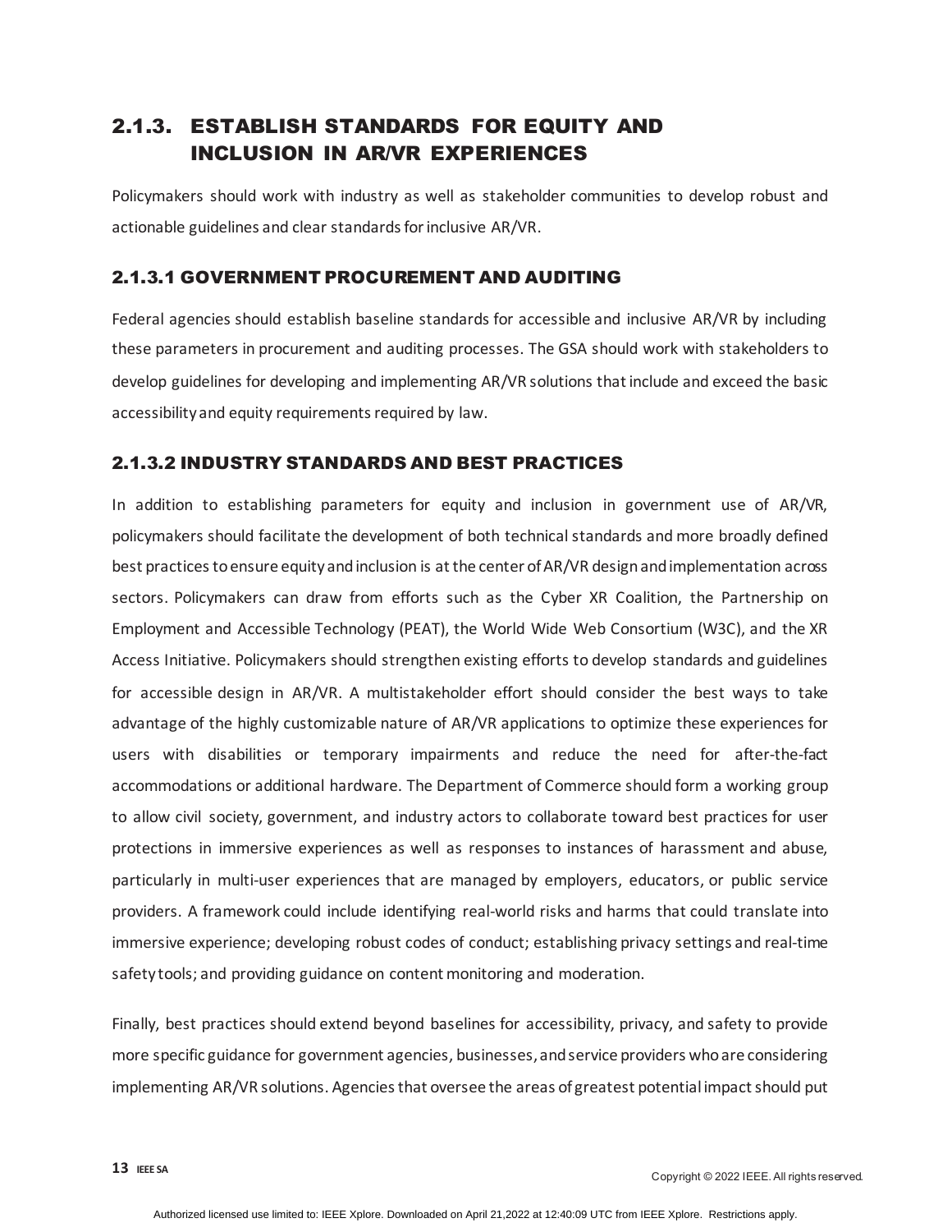### 2.1.3. ESTABLISH STANDARDS FOR EQUITY AND INCLUSION IN AR/VR EXPERIENCES

Policymakers should work with industry as well as stakeholder communities to develop robust and actionable guidelines and clear standards for inclusive AR/VR.

#### 2.1.3.1 GOVERNMENT PROCUREMENT AND AUDITING

Federal agencies should establish baseline standards for accessible and inclusive AR/VR by including these parameters in procurement and auditing processes. The GSA should work with stakeholders to develop guidelines for developing and implementing AR/VR solutions that include and exceed the basic accessibility and equity requirements required by law.

#### 2.1.3.2 INDUSTRY STANDARDS AND BEST PRACTICES

In addition to establishing parameters for equity and inclusion in government use of AR/VR, policymakers should facilitate the development of both technical standards and more broadly defined best practices to ensure equity and inclusion is at the center of AR/VR design and implementation across sectors. Policymakers can draw from efforts such as the Cyber XR Coalition, the Partnership on Employment and Accessible Technology (PEAT), the World Wide Web Consortium (W3C), and the XR Access Initiative. Policymakers should strengthen existing efforts to develop standards and guidelines for accessible design in AR/VR. A multistakeholder effort should consider the best ways to take advantage of the highly customizable nature of AR/VR applications to optimize these experiences for users with disabilities or temporary impairments and reduce the need for after-the-fact accommodations or additional hardware. The Department of Commerce should form a working group to allow civil society, government, and industry actors to collaborate toward best practices for user protections in immersive experiences as well as responses to instances of harassment and abuse, particularly in multi-user experiences that are managed by employers, educators, or public service providers. A framework could include identifying real-world risks and harms that could translate into immersive experience; developing robust codes of conduct; establishing privacy settings and real-time safety tools; and providing guidance on content monitoring and moderation.

Finally, best practices should extend beyond baselines for accessibility, privacy, and safety to provide more specific guidance for government agencies, businesses, and service providers who are considering implementing AR/VR solutions. Agencies that oversee the areas of greatest potential impact should put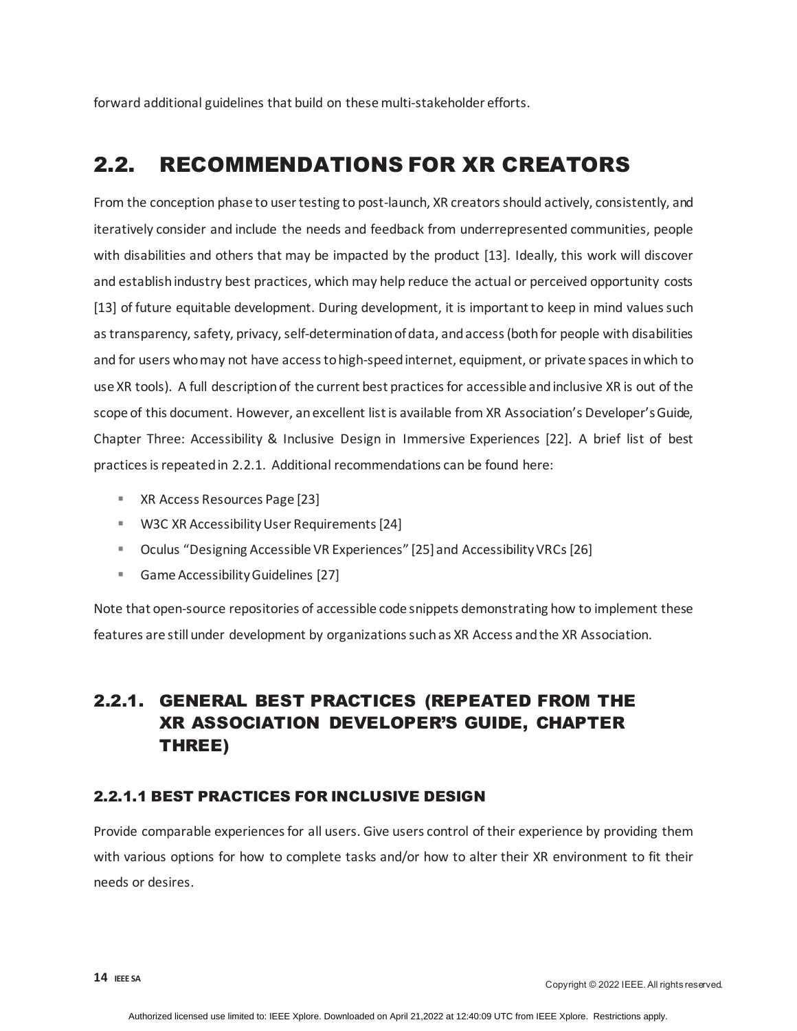forward additional guidelines that build on these multi-stakeholder efforts.

## 2.2. RECOMMENDATIONS FOR XR CREATORS

From the conception phase to user testing to post-launch, XR creators should actively, consistently, and iteratively consider and include the needs and feedback from underrepresented communities, people with disabilities and others that may be impacted by the product [13]. Ideally, this work will discover and establish industry best practices, which may help reduce the actual or perceived opportunity costs [13] of future equitable development. During development, it is important to keep in mind values such as transparency, safety, privacy, self-determination of data, and access (both for people with disabilities and for users who may not have access to high-speed internet, equipment, or private spaces in which to use XR tools). A full description of the current best practices for accessible and inclusive XR is out of the scope of this document. However, an excellent list is available from XR Association's Developer's Guide, Chapter Three: Accessibility & Inclusive Design in Immersive Experiences [22]. A brief list of best practices is repeated in 2.2.1. Additional recommendations can be found here:

- XR Access Resources Page [23]
- W3C XR Accessibility User Requirements [24]
- Oculus "Designing Accessible VR Experiences" [25] and Accessibility VRCs [26]
- Game Accessibility Guidelines [27]

Note that open-source repositories of accessible code snippets demonstrating how to implement these features are still under development by organizations such as XR Access and the XR Association.

### 2.2.1. GENERAL BEST PRACTICES (REPEATED FROM THE XR ASSOCIATION DEVELOPER'S GUIDE, CHAPTER THREE)

#### 2.2.1.1 BEST PRACTICES FOR INCLUSIVE DESIGN

Provide comparable experiences for all users. Give users control of their experience by providing them with various options for how to complete tasks and/or how to alter their XR environment to fit their needs or desires.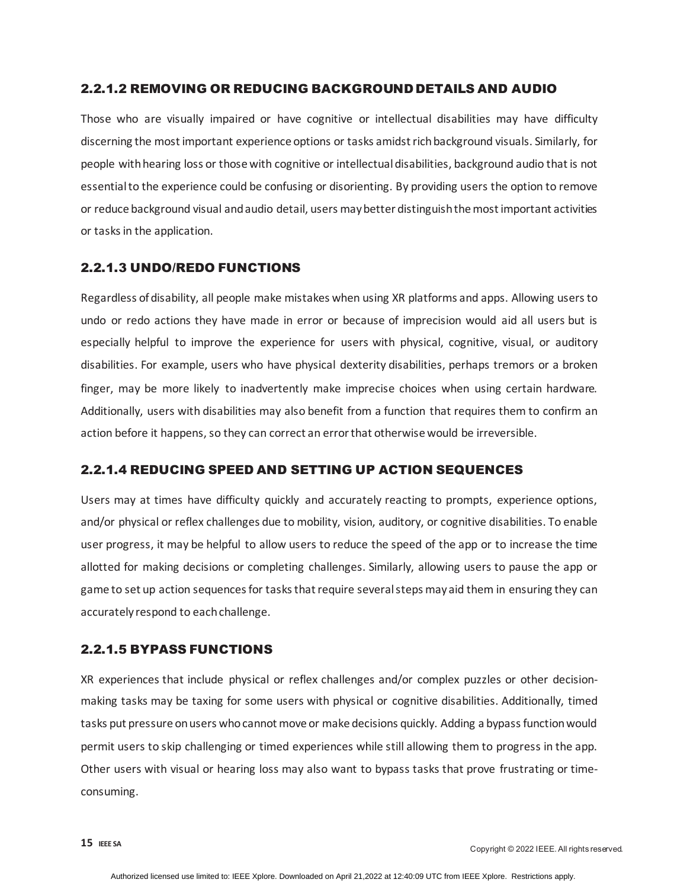#### 2.2.1.2 REMOVING OR REDUCING BACKGROUND DETAILS AND AUDIO

Those who are visually impaired or have cognitive or intellectual disabilities may have difficulty discerning the most important experience options or tasks amidst rich background visuals. Similarly, for people with hearing loss or those with cognitive or intellectual disabilities, background audio that is not essential to the experience could be confusing or disorienting. By providing users the option to remove or reduce background visual and audio detail, users may better distinguish the most important activities or tasks in the application.

#### 2.2.1.3 UNDO/REDO FUNCTIONS

Regardless of disability, all people make mistakes when using XR platforms and apps. Allowing users to undo or redo actions they have made in error or because of imprecision would aid all users but is especially helpful to improve the experience for users with physical, cognitive, visual, or auditory disabilities. For example, users who have physical dexterity disabilities, perhaps tremors or a broken finger, may be more likely to inadvertently make imprecise choices when using certain hardware. Additionally, users with disabilities may also benefit from a function that requires them to confirm an action before it happens, so they can correct an error that otherwise would be irreversible.

#### 2.2.1.4 REDUCING SPEED AND SETTING UP ACTION SEQUENCES

Users may at times have difficulty quickly and accurately reacting to prompts, experience options, and/or physical or reflex challenges due to mobility, vision, auditory, or cognitive disabilities. To enable user progress, it may be helpful to allow users to reduce the speed of the app or to increase the time allotted for making decisions or completing challenges. Similarly, allowing users to pause the app or game to set up action sequences for tasks that require several steps may aid them in ensuring they can accurately respond to each challenge.

#### 2.2.1.5 BYPASS FUNCTIONS

XR experiences that include physical or reflex challenges and/or complex puzzles or other decision-making tasks may be taxing for some users with physical or cognitive disabilities. Additionally, timed tasks put pressure on users who cannot move or make decisions quickly. Adding a bypass function would permit users to skip challenging or timed experiences while still allowing them to progress in the app. Other users with visual or hearing loss may also want to bypass tasks that prove frustrating or time-consuming.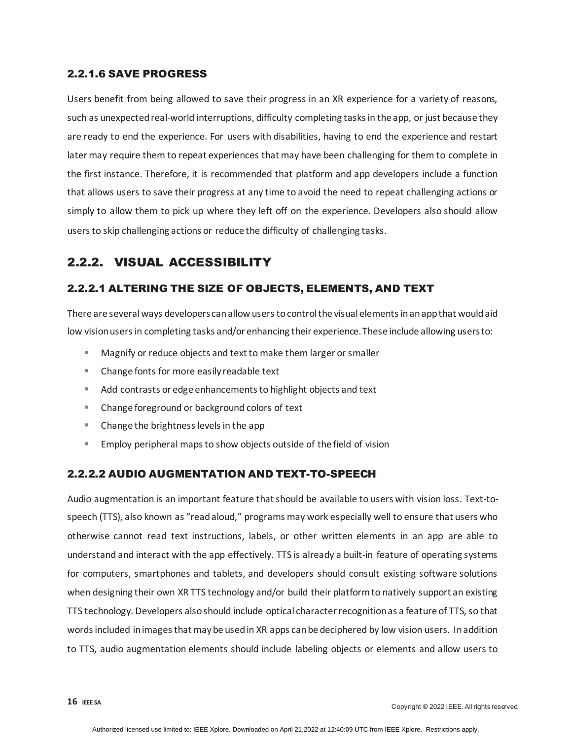### 2.2.1.6 SAVE PROGRESS

Users benefit from being allowed to save their progress in an XR experience for a variety of reasons, such as unexpected real-world interruptions, difficulty completing tasks in the app, or just because they are ready to end the experience. For users with disabilities, having to end the experience and restart later may require them to repeat experiences that may have been challenging for them to complete in the first instance. Therefore, it is recommended that platform and app developers include a function that allows users to save their progress at any time to avoid the need to repeat challenging actions or simply to allow them to pick up where they left off on the experience. Developers also should allow users to skip challenging actions or reduce the difficulty of challenging tasks.

## 2.2.2. VISUAL ACCESSIBILITY

### 2.2.2.1 ALTERING THE SIZE OF OBJECTS, ELEMENTS, AND TEXT

There are several ways developers can allow users to control the visual elements in an app that would aid low vision users in completing tasks and/or enhancing their experience. These include allowing users to:

- Magnify or reduce objects and text to make them larger or smaller
- Change fonts for more easily readable text
- Add contrasts or edge enhancements to highlight objects and text
- Change foreground or background colors of text
- Change the brightness levels in the app
- Employ peripheral maps to show objects outside of the field of vision

### 2.2.2.2 AUDIO AUGMENTATION AND TEXT-TO-SPEECH

Audio augmentation is an important feature that should be available to users with vision loss. Text-to-speech (TTS), also known as "read aloud," programs may work especially well to ensure that users who otherwise cannot read text instructions, labels, or other written elements in an app are able to understand and interact with the app effectively. TTS is already a built-in feature of operating systems for computers, smartphones and tablets, and developers should consult existing software solutions when designing their own XR TTS technology and/or build their platform to natively support an existing TTS technology. Developers also should include optical character recognition as a feature of TTS, so that words included in images that may be used in XR apps can be deciphered by low vision users. In addition to TTS, audio augmentation elements should include labeling objects or elements and allow users to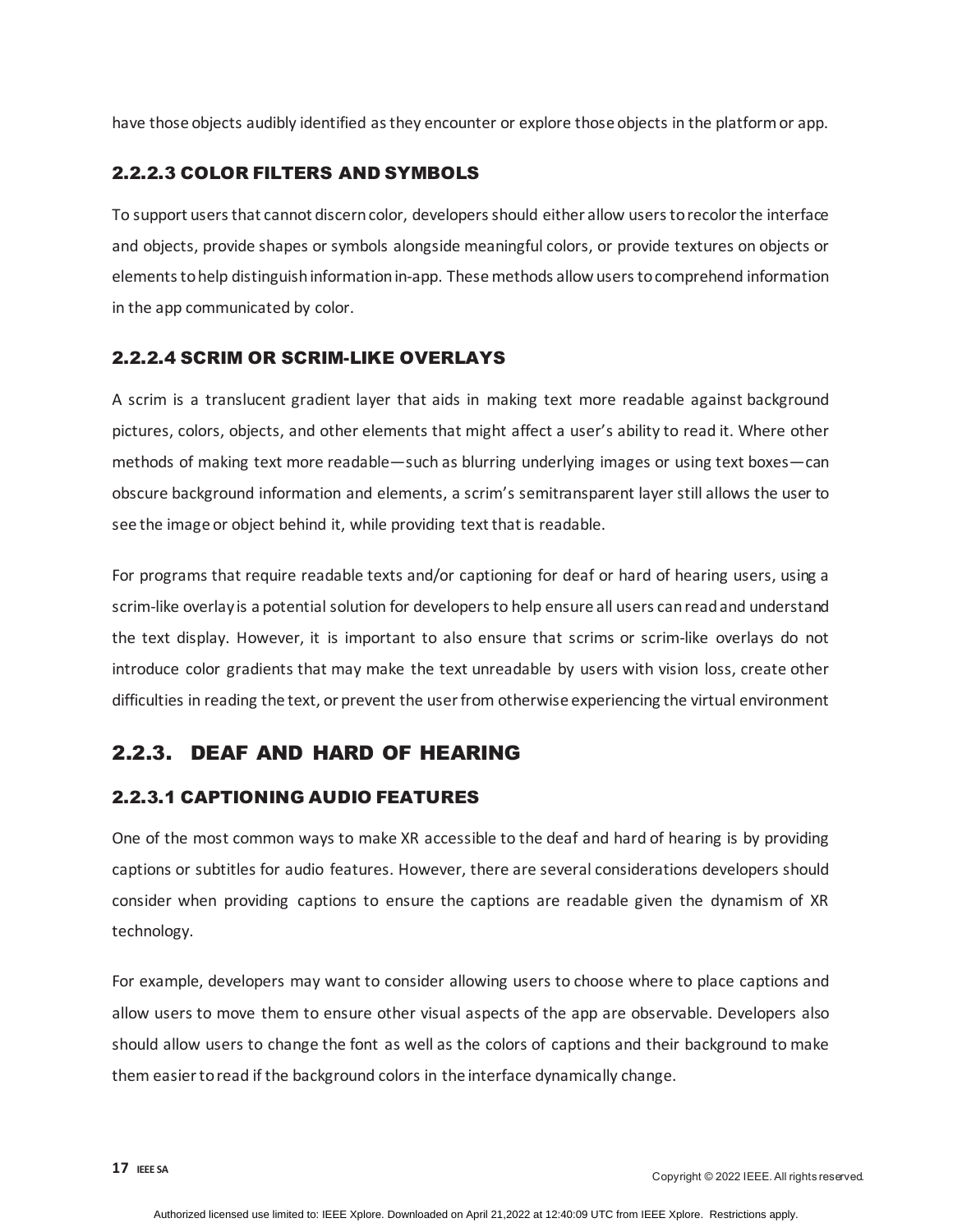have those objects audibly identified as they encounter or explore those objects in the platform or app.

#### 2.2.2.3 COLOR FILTERS AND SYMBOLS

To support users that cannot discern color, developers should either allow users to recolor the interface and objects, provide shapes or symbols alongside meaningful colors, or provide textures on objects or elements to help distinguish information in-app. These methods allow users to comprehend information in the app communicated by color.

#### 2.2.2.4 SCRIM OR SCRIM-LIKE OVERLAYS

A scrim is a translucent gradient layer that aids in making text more readable against background pictures, colors, objects, and other elements that might affect a user's ability to read it. Where other methods of making text more readable—such as blurring underlying images or using text boxes—can obscure background information and elements, a scrim's semitransparent layer still allows the user to see the image or object behind it, while providing text that is readable.

For programs that require readable texts and/or captioning for deaf or hard of hearing users, using a scrim-like overlay is a potential solution for developers to help ensure all users can read and understand the text display. However, it is important to also ensure that scrims or scrim-like overlays do not introduce color gradients that may make the text unreadable by users with vision loss, create other difficulties in reading the text, or prevent the user from otherwise experiencing the virtual environment

### 2.2.3. DEAF AND HARD OF HEARING

#### 2.2.3.1 CAPTIONING AUDIO FEATURES

One of the most common ways to make XR accessible to the deaf and hard of hearing is by providing captions or subtitles for audio features. However, there are several considerations developers should consider when providing captions to ensure the captions are readable given the dynamism of XR technology.

For example, developers may want to consider allowing users to choose where to place captions and allow users to move them to ensure other visual aspects of the app are observable. Developers also should allow users to change the font as well as the colors of captions and their background to make them easier to read if the background colors in the interface dynamically change.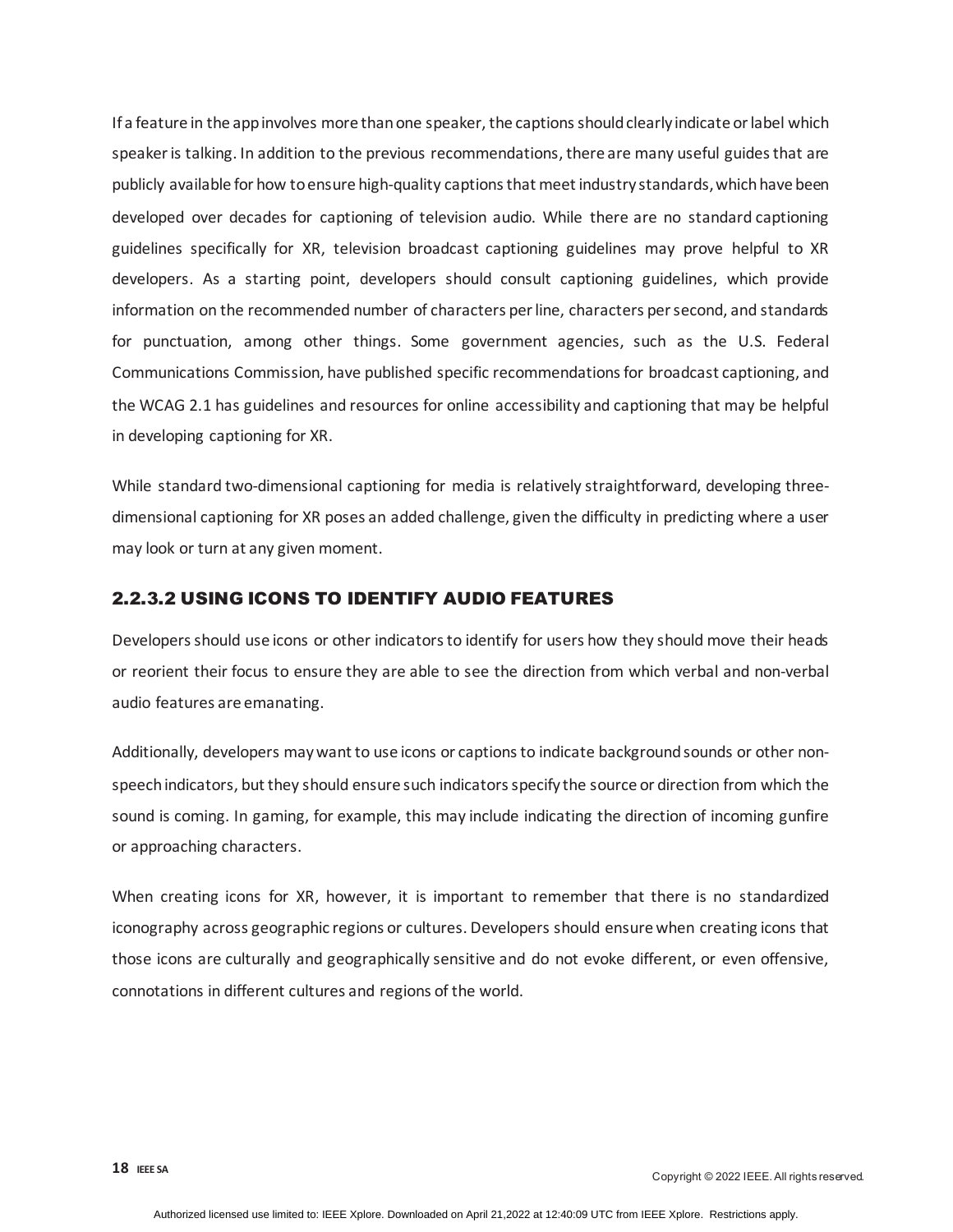If a feature in the app involves more than one speaker, the captions should clearly indicate or label which speaker is talking. In addition to the previous recommendations, there are many useful guides that are publicly available for how to ensure high-quality captions that meet industry standards, which have been developed over decades for captioning of television audio. While there are no standard captioning guidelines specifically for XR, television broadcast captioning guidelines may prove helpful to XR developers. As a starting point, developers should consult captioning guidelines, which provide information on the recommended number of characters per line, characters per second, and standards for punctuation, among other things. Some government agencies, such as the U.S. Federal Communications Commission, have published specific recommendations for broadcast captioning, and the WCAG 2.1 has guidelines and resources for online accessibility and captioning that may be helpful in developing captioning for XR.

While standard two-dimensional captioning for media is relatively straightforward, developing three-dimensional captioning for XR poses an added challenge, given the difficulty in predicting where a user may look or turn at any given moment.

#### 2.2.3.2 USING ICONS TO IDENTIFY AUDIO FEATURES

Developers should use icons or other indicators to identify for users how they should move their heads or reorient their focus to ensure they are able to see the direction from which verbal and non-verbal audio features are emanating.

Additionally, developers may want to use icons or captions to indicate background sounds or other non-speech indicators, but they should ensure such indicators specify the source or direction from which the sound is coming. In gaming, for example, this may include indicating the direction of incoming gunfire or approaching characters.

When creating icons for XR, however, it is important to remember that there is no standardized iconography across geographic regions or cultures. Developers should ensure when creating icons that those icons are culturally and geographically sensitive and do not evoke different, or even offensive, connotations in different cultures and regions of the world.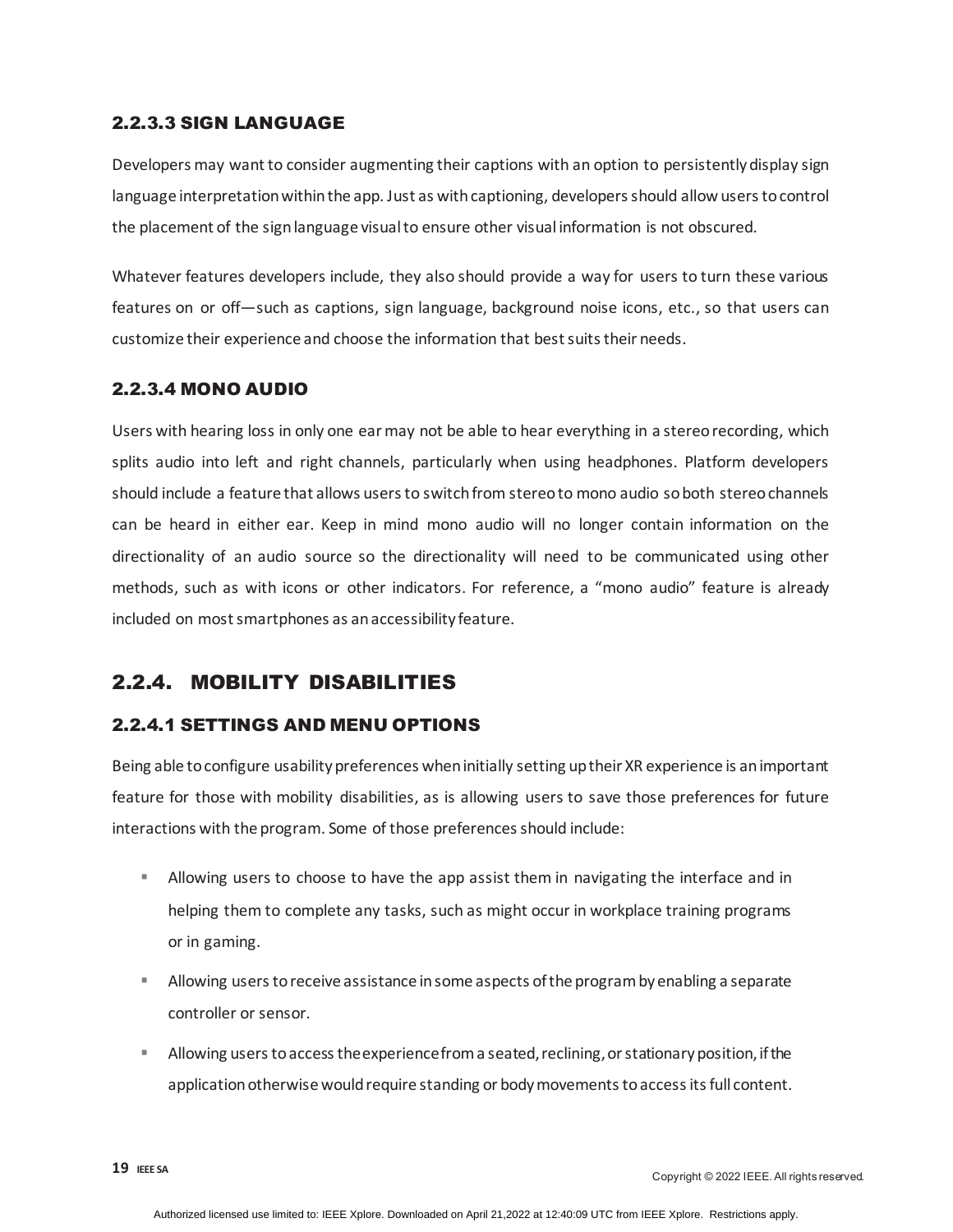#### 2.2.3.3 SIGN LANGUAGE

Developers may want to consider augmenting their captions with an option to persistently display sign language interpretation within the app. Just as with captioning, developers should allow users to control the placement of the sign language visual to ensure other visual information is not obscured.

Whatever features developers include, they also should provide a way for users to turn these various features on or off—such as captions, sign language, background noise icons, etc., so that users can customize their experience and choose the information that best suits their needs.

#### 2.2.3.4 MONO AUDIO

Users with hearing loss in only one ear may not be able to hear everything in a stereo recording, which splits audio into left and right channels, particularly when using headphones. Platform developers should include a feature that allows users to switch from stereo to mono audio so both stereo channels can be heard in either ear. Keep in mind mono audio will no longer contain information on the directionality of an audio source so the directionality will need to be communicated using other methods, such as with icons or other indicators. For reference, a "mono audio" feature is already included on most smartphones as an accessibility feature.

### 2.2.4. MOBILITY DISABILITIES

#### 2.2.4.1 SETTINGS AND MENU OPTIONS

Being able to configure usability preferences when initially setting up their XR experience is an important feature for those with mobility disabilities, as is allowing users to save those preferences for future interactions with the program. Some of those preferences should include:

- Allowing users to choose to have the app assist them in navigating the interface and in helping them to complete any tasks, such as might occur in workplace training programs or in gaming.
- Allowing users to receive assistance in some aspects of the program by enabling a separate controller or sensor.
- Allowing users to access the experience from a seated, reclining, or stationary position, if the application otherwise would require standing or body movements to access its full content.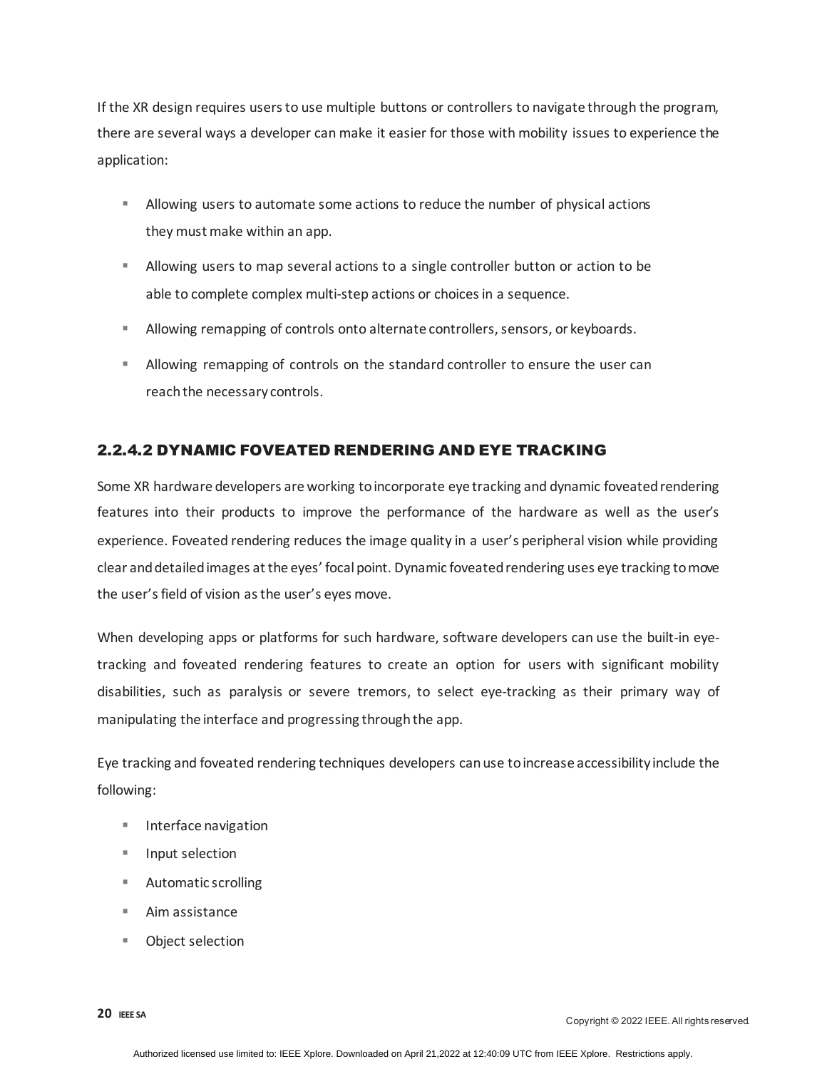If the XR design requires users to use multiple buttons or controllers to navigate through the program, there are several ways a developer can make it easier for those with mobility issues to experience the application:

- Allowing users to automate some actions to reduce the number of physical actions they must make within an app.
- Allowing users to map several actions to a single controller button or action to be able to complete complex multi-step actions or choices in a sequence.
- Allowing remapping of controls onto alternate controllers, sensors, or keyboards.
- Allowing remapping of controls on the standard controller to ensure the user can reach the necessary controls.

#### 2.2.4.2 DYNAMIC FOVEATED RENDERING AND EYE TRACKING

Some XR hardware developers are working to incorporate eye tracking and dynamic foveated rendering features into their products to improve the performance of the hardware as well as the user's experience. Foveated rendering reduces the image quality in a user's peripheral vision while providing clear and detailed images at the eyes' focal point. Dynamic foveated rendering uses eye tracking to move the user's field of vision as the user's eyes move.

When developing apps or platforms for such hardware, software developers can use the built-in eye-tracking and foveated rendering features to create an option for users with significant mobility disabilities, such as paralysis or severe tremors, to select eye-tracking as their primary way of manipulating the interface and progressing through the app.

Eye tracking and foveated rendering techniques developers can use to increase accessibility include the following:

- Interface navigation
- Input selection
- Automatic scrolling
- Aim assistance
- Object selection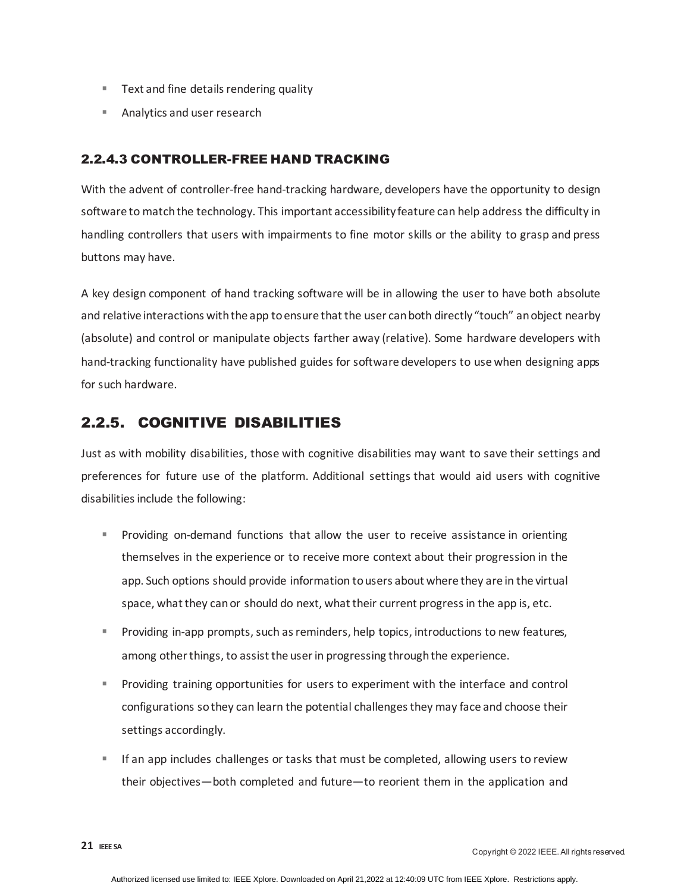- Text and fine details rendering quality
- Analytics and user research

#### 2.2.4.3 CONTROLLER-FREE HAND TRACKING

With the advent of controller-free hand-tracking hardware, developers have the opportunity to design software to match the technology. This important accessibility feature can help address the difficulty in handling controllers that users with impairments to fine motor skills or the ability to grasp and press buttons may have.

A key design component of hand tracking software will be in allowing the user to have both absolute and relative interactions with the app to ensure that the user can both directly "touch" an object nearby (absolute) and control or manipulate objects farther away (relative). Some hardware developers with hand-tracking functionality have published guides for software developers to use when designing apps for such hardware.

### 2.2.5. COGNITIVE DISABILITIES

Just as with mobility disabilities, those with cognitive disabilities may want to save their settings and preferences for future use of the platform. Additional settings that would aid users with cognitive disabilities include the following:

- Providing on-demand functions that allow the user to receive assistance in orienting themselves in the experience or to receive more context about their progression in the app. Such options should provide information to users about where they are in the virtual space, what they can or should do next, what their current progress in the app is, etc.
- Providing in-app prompts, such as reminders, help topics, introductions to new features, among other things, to assist the user in progressing through the experience.
- Providing training opportunities for users to experiment with the interface and control configurations so they can learn the potential challenges they may face and choose their settings accordingly.
- If an app includes challenges or tasks that must be completed, allowing users to review their objectives—both completed and future—to reorient them in the application and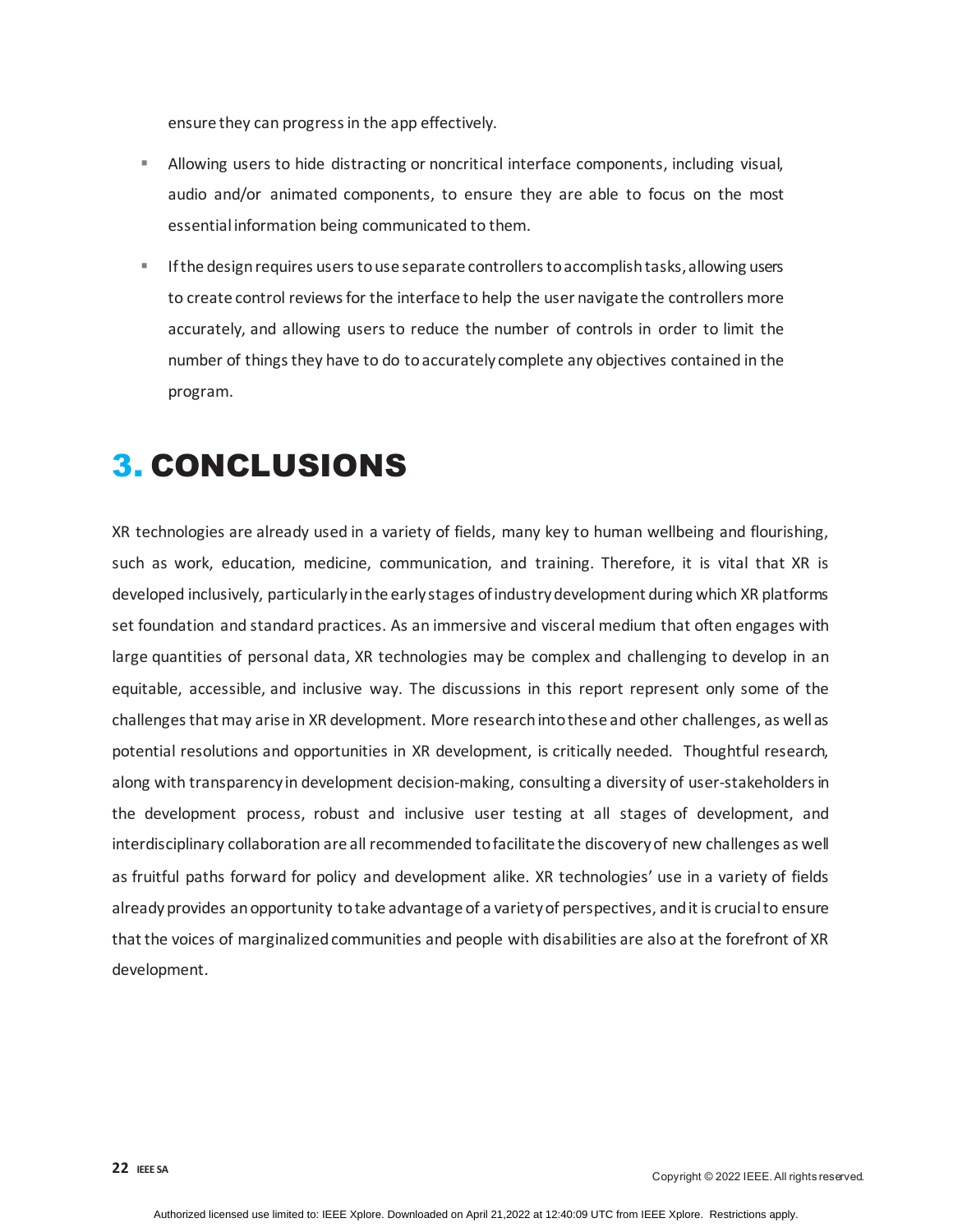ensure they can progress in the app effectively.

- Allowing users to hide distracting or noncritical interface components, including visual, audio and/or animated components, to ensure they are able to focus on the most essential information being communicated to them.
- If the design requires users to use separate controllers to accomplish tasks, allowing users to create control reviews for the interface to help the user navigate the controllers more accurately, and allowing users to reduce the number of controls in order to limit the number of things they have to do to accurately complete any objectives contained in the program.

# 3. CONCLUSIONS

XR technologies are already used in a variety of fields, many key to human wellbeing and flourishing, such as work, education, medicine, communication, and training. Therefore, it is vital that XR is developed inclusively, particularly in the early stages of industry development during which XR platforms set foundation and standard practices. As an immersive and visceral medium that often engages with large quantities of personal data, XR technologies may be complex and challenging to develop in an equitable, accessible, and inclusive way. The discussions in this report represent only some of the challenges that may arise in XR development. More research into these and other challenges, as well as potential resolutions and opportunities in XR development, is critically needed. Thoughtful research, along with transparency in development decision-making, consulting a diversity of user-stakeholders in the development process, robust and inclusive user testing at all stages of development, and interdisciplinary collaboration are all recommended to facilitate the discovery of new challenges as well as fruitful paths forward for policy and development alike. XR technologies' use in a variety of fields already provides an opportunity to take advantage of a variety of perspectives, and it is crucial to ensure that the voices of marginalized communities and people with disabilities are also at the forefront of XR development.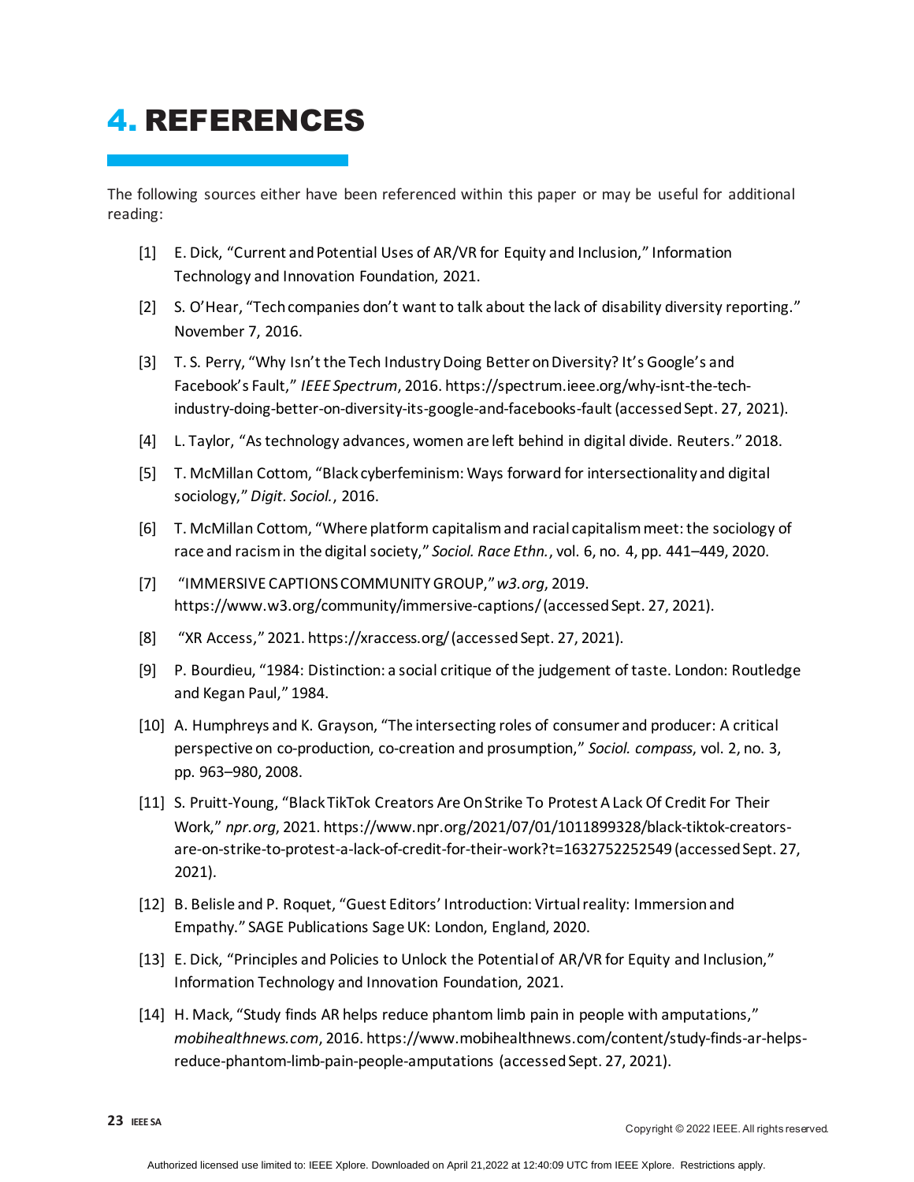# 4. REFERENCES

The following sources either have been referenced within this paper or may be useful for additional reading:

[1] E. Dick, “Current and Potential Uses of AR/VR for Equity and Inclusion,” Information Technology and Innovation Foundation, 2021.

[2] S. O’Hear, “Tech companies don’t want to talk about the lack of disability diversity reporting.” November 7, 2016.

[3] T. S. Perry, “Why Isn’t the Tech Industry Doing Better on Diversity? It’s Google’s and Facebook’s Fault,” *IEEE Spectrum*, 2016. https://spectrum.ieee.org/why-isnt-the-tech-industry-doing-better-on-diversity-its-google-and-facebooks-fault (accessed Sept. 27, 2021).

[4] L. Taylor, “As technology advances, women are left behind in digital divide. Reuters.” 2018.

[5] T. McMillan Cottom, “Black cyberfeminism: Ways forward for intersectionality and digital sociology,” *Digit. Sociol.*, 2016.

[6] T. McMillan Cottom, “Where platform capitalism and racial capitalism meet: the sociology of race and racism in the digital society,” *Sociol. Race Ethn.*, vol. 6, no. 4, pp. 441–449, 2020.

[7] “IMMERSIVE CAPTIONS COMMUNITY GROUP,” *w3.org*, 2019. https://www.w3.org/community/immersive-captions/ (accessed Sept. 27, 2021).

[8] “XR Access,” 2021. https://xraccess.org/ (accessed Sept. 27, 2021).

[9] P. Bourdieu, “1984: Distinction: a social critique of the judgement of taste. London: Routledge and Kegan Paul,” 1984.

[10] A. Humphreys and K. Grayson, “The intersecting roles of consumer and producer: A critical perspective on co-production, co-creation and prosumption,” *Sociol. compass*, vol. 2, no. 3, pp. 963–980, 2008.

[11] S. Pruitt-Young, “Black TikTok Creators Are On Strike To Protest A Lack Of Credit For Their Work,” *npr.org*, 2021. https://www.npr.org/2021/07/01/1011899328/black-tiktok-creators-are-on-strike-to-protest-a-lack-of-credit-for-their-work?t=1632752252549 (accessed Sept. 27, 2021).

[12] B. Belisle and P. Roquet, “Guest Editors’ Introduction: Virtual reality: Immersion and Empathy.” SAGE Publications Sage UK: London, England, 2020.

[13] E. Dick, “Principles and Policies to Unlock the Potential of AR/VR for Equity and Inclusion,” Information Technology and Innovation Foundation, 2021.

[14] H. Mack, “Study finds AR helps reduce phantom limb pain in people with amputations,” *mobihealthnews.com*, 2016. https://www.mobihealthnews.com/content/study-finds-ar-helps-reduce-phantom-limb-pain-people-amputations (accessed Sept. 27, 2021).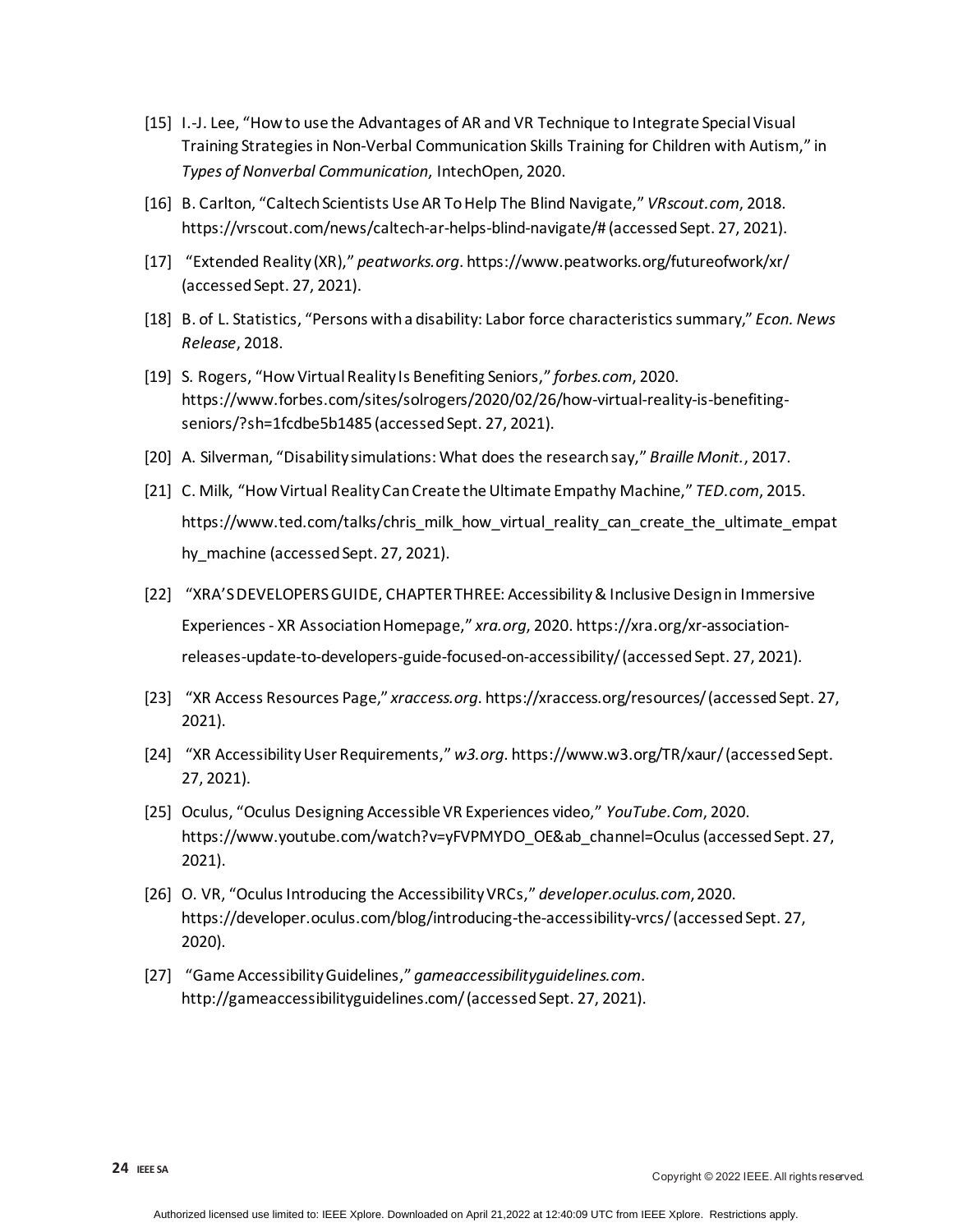[15] I.-J. Lee, "How to use the Advantages of AR and VR Technique to Integrate Special Visual Training Strategies in Non-Verbal Communication Skills Training for Children with Autism," in *Types of Nonverbal Communication*, IntechOpen, 2020.

[16] B. Carlton, "Caltech Scientists Use AR To Help The Blind Navigate," *VRscout.com*, 2018. https://vrscout.com/news/caltech-ar-helps-blind-navigate/# (accessed Sept. 27, 2021).

[17] "Extended Reality (XR)," *peatworks.org*. https://www.peatworks.org/futureofwork/xr/ (accessed Sept. 27, 2021).

[18] B. of L. Statistics, "Persons with a disability: Labor force characteristics summary," *Econ. News Release*, 2018.

[19] S. Rogers, "How Virtual Reality Is Benefiting Seniors," *forbes.com*, 2020. https://www.forbes.com/sites/solrogers/2020/02/26/how-virtual-reality-is-benefiting-seniors/?sh=1fcdbe5b1485 (accessed Sept. 27, 2021).

[20] A. Silverman, "Disability simulations: What does the research say," *Braille Monit.*, 2017.

[21] C. Milk, "How Virtual Reality Can Create the Ultimate Empathy Machine," *TED.com*, 2015. https://www.ted.com/talks/chris_milk_how_virtual_reality_can_create_the_ultimate_empathy_machine (accessed Sept. 27, 2021).

[22] "XRA'S DEVELOPERS GUIDE, CHAPTER THREE: Accessibility & Inclusive Design in Immersive Experiences - XR Association Homepage," *xra.org*, 2020. https://xra.org/xr-association-releases-update-to-developers-guide-focused-on-accessibility/ (accessed Sept. 27, 2021).

[23] "XR Access Resources Page," *xraccess.org*. https://xraccess.org/resources/ (accessed Sept. 27, 2021).

[24] "XR Accessibility User Requirements," *w3.org*. https://www.w3.org/TR/xaur/ (accessed Sept. 27, 2021).

[25] Oculus, "Oculus Designing Accessible VR Experiences video," *YouTube.Com*, 2020. https://www.youtube.com/watch?v=yFVPMYDO_OE&ab_channel=Oculus (accessed Sept. 27, 2021).

[26] O. VR, "Oculus Introducing the Accessibility VRCs," *developer.oculus.com*, 2020. https://developer.oculus.com/blog/introducing-the-accessibility-vrcs/ (accessed Sept. 27, 2020).

[27] "Game Accessibility Guidelines," *gameaccessibilityguidelines.com*. http://gameaccessibilityguidelines.com/ (accessed Sept. 27, 2021).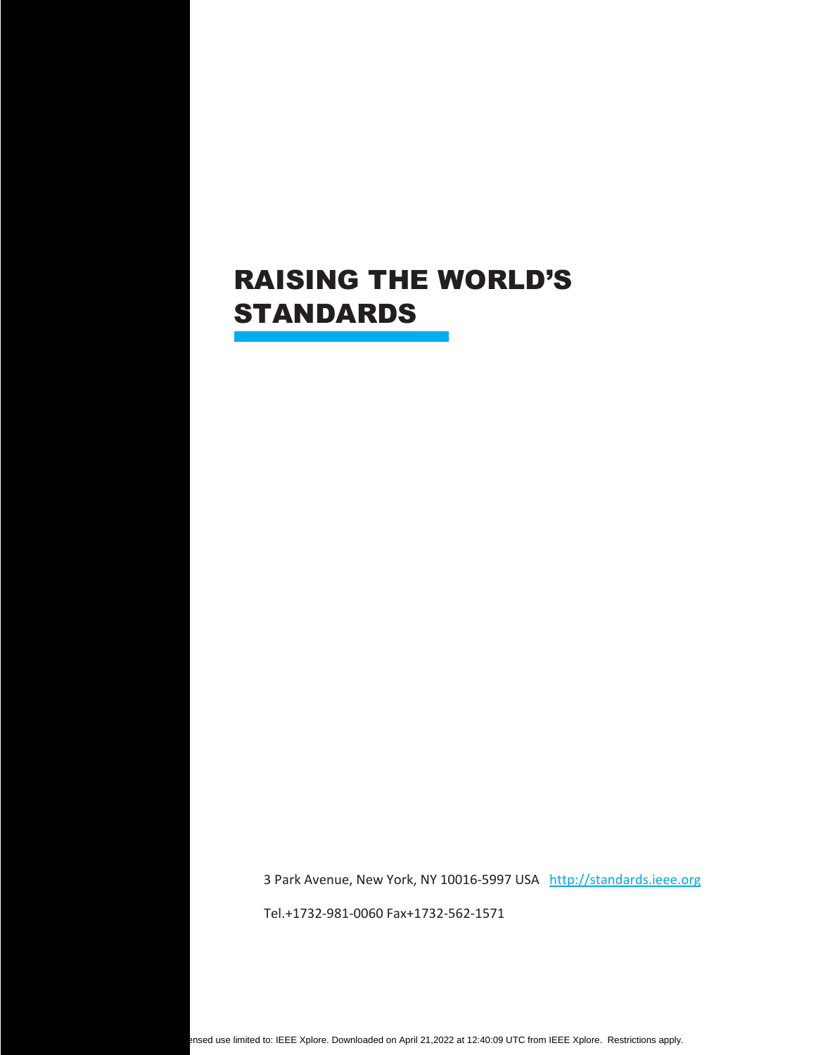# RAISING THE WORLD'S STANDARDS

3 Park Avenue, New York, NY 10016-5997 USA http://standards.ieee.org

Tel.+1732-981-0060 Fax+1732-562-1571